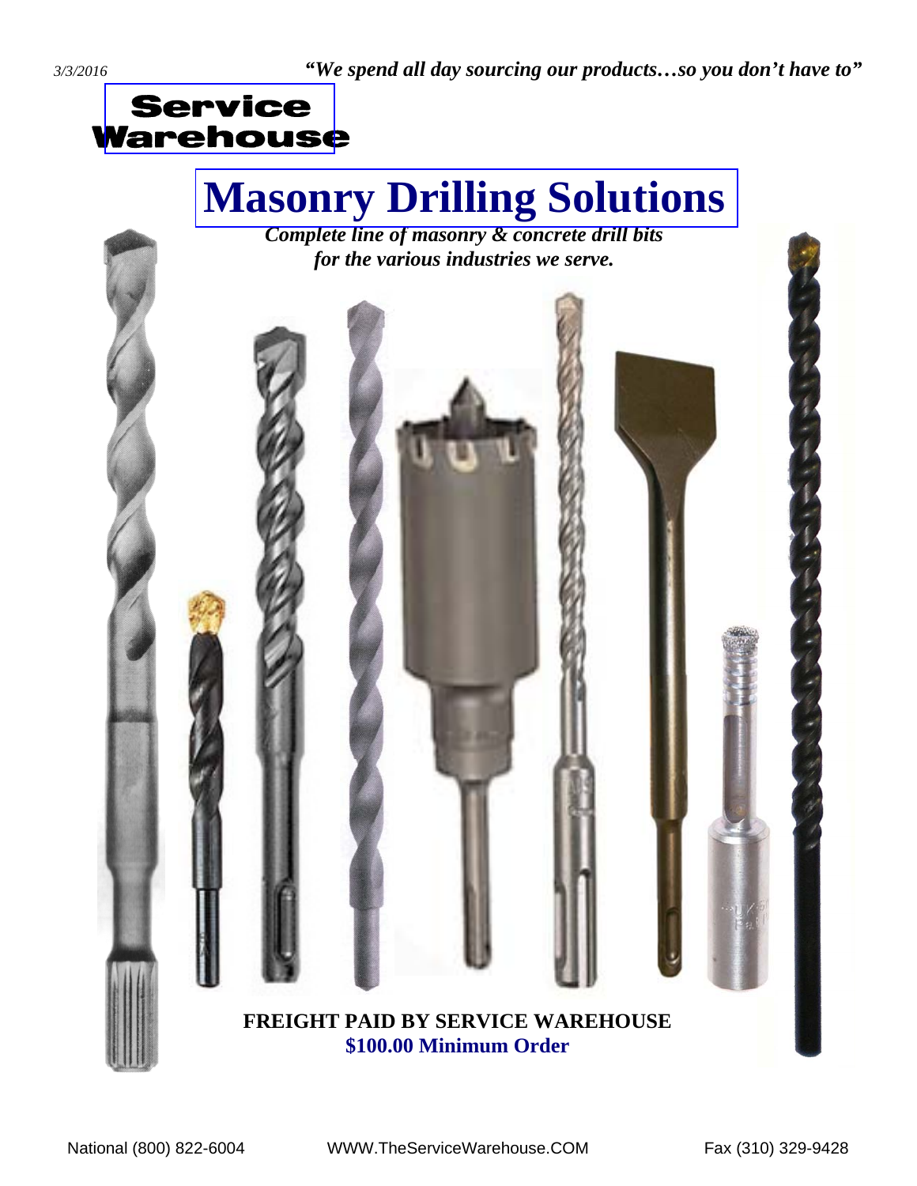3/3/2016

*"We spend all day sourcing our products…so you don't have to"*

**Service Warehouse**

# Masonry Drilling Solutions

***Complete line of masonry & concrete drill bits for the various industries we serve.***

**FREIGHT PAID BY SERVICE WAREHOUSE**

**$100.00 Minimum Order**

National (800) 822-6004 WWW.TheServiceWarehouse.COM Fax (310) 329-9428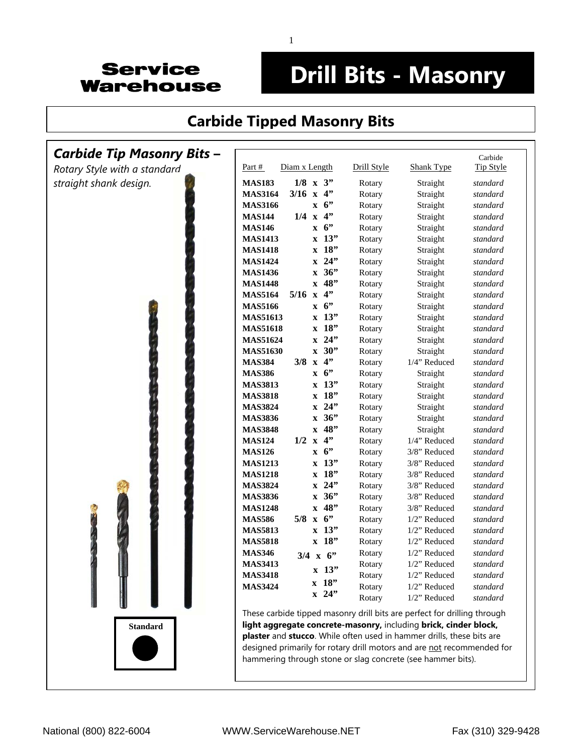# Drill Bits - Masonry

Service Warehouse

## Carbide Tipped Masonry Bits

### *Carbide Tip Masonry Bits –*

*Rotary Style with a standard straight shank design.*

| Part # | Diam x Length | Drill Style | Shank Type | Carbide Tip Style |
|---|---|---|---|---|
| **MAS183** | **1/8 x 3"** | Rotary | Straight | *standard* |
| **MAS3164** | **3/16 x 4"** | Rotary | Straight | *standard* |
| **MAS3166** | **x 6"** | Rotary | Straight | *standard* |
| **MAS144** | **1/4 x 4"** | Rotary | Straight | *standard* |
| **MAS146** | **x 6"** | Rotary | Straight | *standard* |
| **MAS1413** | **x 13"** | Rotary | Straight | *standard* |
| **MAS1418** | **x 18"** | Rotary | Straight | *standard* |
| **MAS1424** | **x 24"** | Rotary | Straight | *standard* |
| **MAS1436** | **x 36"** | Rotary | Straight | *standard* |
| **MAS1448** | **x 48"** | Rotary | Straight | *standard* |
| **MAS5164** | **5/16 x 4"** | Rotary | Straight | *standard* |
| **MAS5166** | **x 6"** | Rotary | Straight | *standard* |
| **MAS51613** | **x 13"** | Rotary | Straight | *standard* |
| **MAS51618** | **x 18"** | Rotary | Straight | *standard* |
| **MAS51624** | **x 24"** | Rotary | Straight | *standard* |
| **MAS51630** | **x 30"** | Rotary | Straight | *standard* |
| **MAS384** | **3/8 x 4"** | Rotary | 1/4" Reduced | *standard* |
| **MAS386** | **x 6"** | Rotary | Straight | *standard* |
| **MAS3813** | **x 13"** | Rotary | Straight | *standard* |
| **MAS3818** | **x 18"** | Rotary | Straight | *standard* |
| **MAS3824** | **x 24"** | Rotary | Straight | *standard* |
| **MAS3836** | **x 36"** | Rotary | Straight | *standard* |
| **MAS3848** | **x 48"** | Rotary | Straight | *standard* |
| **MAS124** | **1/2 x 4"** | Rotary | 1/4" Reduced | *standard* |
| **MAS126** | **x 6"** | Rotary | 3/8" Reduced | *standard* |
| **MAS1213** | **x 13"** | Rotary | 3/8" Reduced | *standard* |
| **MAS1218** | **x 18"** | Rotary | 3/8" Reduced | *standard* |
| **MAS3824** | **x 24"** | Rotary | 3/8" Reduced | *standard* |
| **MAS3836** | **x 36"** | Rotary | 3/8" Reduced | *standard* |
| **MAS1248** | **x 48"** | Rotary | 3/8" Reduced | *standard* |
| **MAS586** | **5/8 x 6"** | Rotary | 1/2" Reduced | *standard* |
| **MAS5813** | **x 13"** | Rotary | 1/2" Reduced | *standard* |
| **MAS5818** | **x 18"** | Rotary | 1/2" Reduced | *standard* |
| **MAS346** | **3/4 x 6"** | Rotary | 1/2" Reduced | *standard* |
| **MAS3413** | **x 13"** | Rotary | 1/2" Reduced | *standard* |
| **MAS3418** | **x 18"** | Rotary | 1/2" Reduced | *standard* |
| **MAS3424** | **x 24"** | Rotary | 1/2" Reduced | *standard* |
| | | Rotary | 1/2" Reduced | *standard* |

**Standard**

These carbide tipped masonry drill bits are perfect for drilling through **light aggregate concrete-masonry,** including **brick, cinder block, plaster** and **stucco**. While often used in hammer drills, these bits are designed primarily for rotary drill motors and are not recommended for hammering through stone or slag concrete (see hammer bits).

National (800) 822-6004 WWW.ServiceWarehouse.NET Fax (310) 329-9428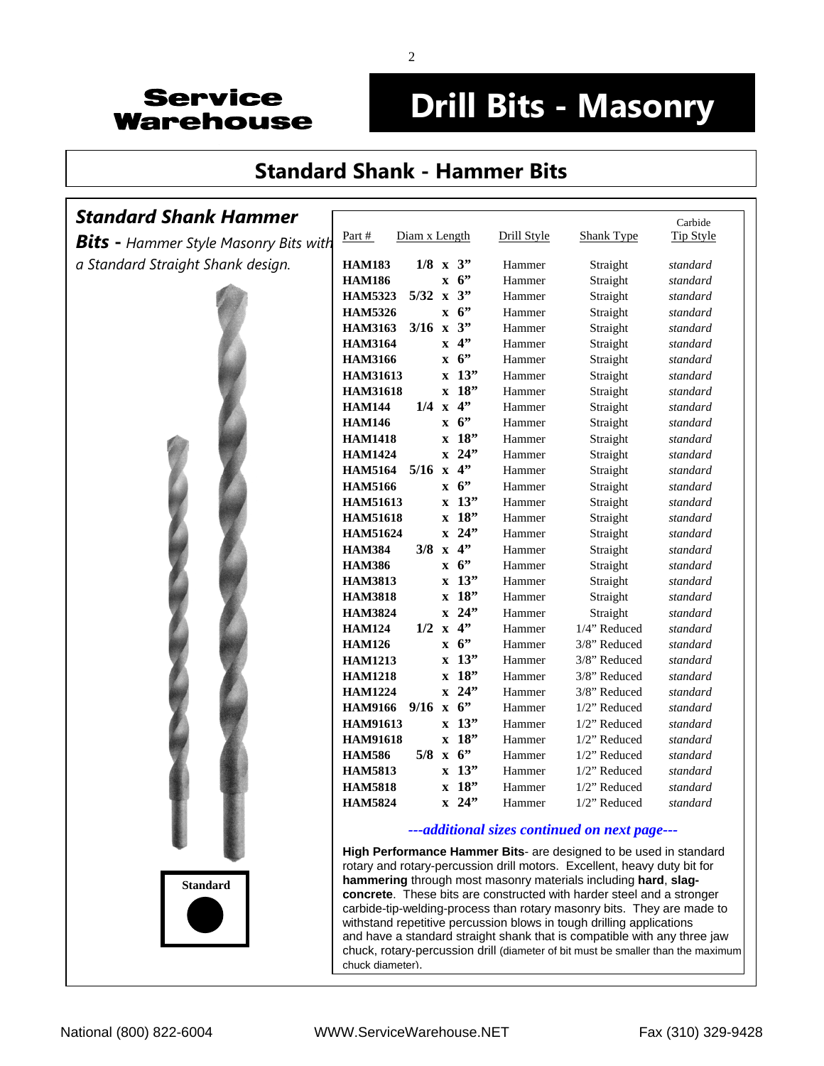**Service Warehouse**

# Drill Bits - Masonry

## Standard Shank - Hammer Bits

***Standard Shank Hammer Bits** - Hammer Style Masonry Bits with a Standard Straight Shank design.*

| Part # | Diam x Length | Drill Style | Shank Type | Carbide Tip Style |
|---|---|---|---|---|
| **HAM183** | **1/8 x 3"** | Hammer | Straight | *standard* |
| **HAM186** | **x 6"** | Hammer | Straight | *standard* |
| **HAM5323** | **5/32 x 3"** | Hammer | Straight | *standard* |
| **HAM5326** | **x 6"** | Hammer | Straight | *standard* |
| **HAM3163** | **3/16 x 3"** | Hammer | Straight | *standard* |
| **HAM3164** | **x 4"** | Hammer | Straight | *standard* |
| **HAM3166** | **x 6"** | Hammer | Straight | *standard* |
| **HAM31613** | **x 13"** | Hammer | Straight | *standard* |
| **HAM31618** | **x 18"** | Hammer | Straight | *standard* |
| **HAM144** | **1/4 x 4"** | Hammer | Straight | *standard* |
| **HAM146** | **x 6"** | Hammer | Straight | *standard* |
| **HAM1418** | **x 18"** | Hammer | Straight | *standard* |
| **HAM1424** | **x 24"** | Hammer | Straight | *standard* |
| **HAM5164** | **5/16 x 4"** | Hammer | Straight | *standard* |
| **HAM5166** | **x 6"** | Hammer | Straight | *standard* |
| **HAM51613** | **x 13"** | Hammer | Straight | *standard* |
| **HAM51618** | **x 18"** | Hammer | Straight | *standard* |
| **HAM51624** | **x 24"** | Hammer | Straight | *standard* |
| **HAM384** | **3/8 x 4"** | Hammer | Straight | *standard* |
| **HAM386** | **x 6"** | Hammer | Straight | *standard* |
| **HAM3813** | **x 13"** | Hammer | Straight | *standard* |
| **HAM3818** | **x 18"** | Hammer | Straight | *standard* |
| **HAM3824** | **x 24"** | Hammer | Straight | *standard* |
| **HAM124** | **1/2 x 4"** | Hammer | 1/4" Reduced | *standard* |
| **HAM126** | **x 6"** | Hammer | 3/8" Reduced | *standard* |
| **HAM1213** | **x 13"** | Hammer | 3/8" Reduced | *standard* |
| **HAM1218** | **x 18"** | Hammer | 3/8" Reduced | *standard* |
| **HAM1224** | **x 24"** | Hammer | 3/8" Reduced | *standard* |
| **HAM9166** | **9/16 x 6"** | Hammer | 1/2" Reduced | *standard* |
| **HAM91613** | **x 13"** | Hammer | 1/2" Reduced | *standard* |
| **HAM91618** | **x 18"** | Hammer | 1/2" Reduced | *standard* |
| **HAM586** | **5/8 x 6"** | Hammer | 1/2" Reduced | *standard* |
| **HAM5813** | **x 13"** | Hammer | 1/2" Reduced | *standard* |
| **HAM5818** | **x 18"** | Hammer | 1/2" Reduced | *standard* |
| **HAM5824** | **x 24"** | Hammer | 1/2" Reduced | *standard* |

***---additional sizes continued on next page---***

**Standard**

**High Performance Hammer Bits**- are designed to be used in standard rotary and rotary-percussion drill motors. Excellent, heavy duty bit for **hammering** through most masonry materials including **hard**, **slag-concrete**. These bits are constructed with harder steel and a stronger carbide-tip-welding-process than rotary masonry bits. They are made to withstand repetitive percussion blows in tough drilling applications and have a standard straight shank that is compatible with any three jaw chuck, rotary-percussion drill (diameter of bit must be smaller than the maximum chuck diameter).

National (800) 822-6004 WWW.ServiceWarehouse.NET Fax (310) 329-9428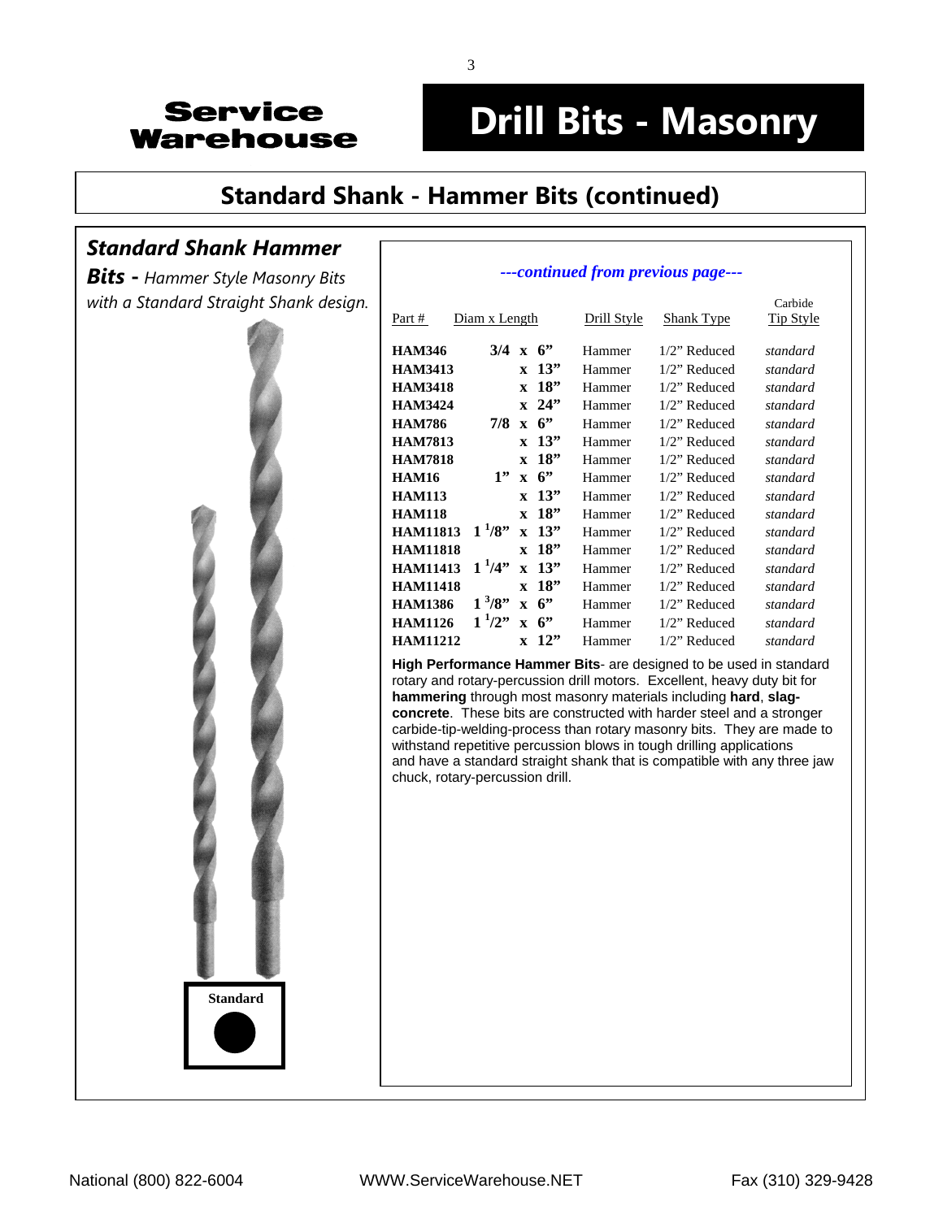# Drill Bits - Masonry

Service Warehouse

## Standard Shank - Hammer Bits (continued)

***Standard Shank Hammer Bits** - Hammer Style Masonry Bits with a Standard Straight Shank design.*

**Standard**

*---continued from previous page---*

| Part # | Diam x Length | Drill Style | Shank Type | Carbide Tip Style |
|---|---|---|---|---|
| **HAM346** | **3/4 x 6”** | Hammer | 1/2” Reduced | *standard* |
| **HAM3413** | **x 13”** | Hammer | 1/2” Reduced | *standard* |
| **HAM3418** | **x 18”** | Hammer | 1/2” Reduced | *standard* |
| **HAM3424** | **x 24”** | Hammer | 1/2” Reduced | *standard* |
| **HAM786** | **7/8 x 6”** | Hammer | 1/2” Reduced | *standard* |
| **HAM7813** | **x 13”** | Hammer | 1/2” Reduced | *standard* |
| **HAM7818** | **x 18”** | Hammer | 1/2” Reduced | *standard* |
| **HAM16** | **1” x 6”** | Hammer | 1/2” Reduced | *standard* |
| **HAM113** | **x 13”** | Hammer | 1/2” Reduced | *standard* |
| **HAM118** | **x 18”** | Hammer | 1/2” Reduced | *standard* |
| **HAM11813** | **1 1/8” x 13”** | Hammer | 1/2” Reduced | *standard* |
| **HAM11818** | **x 18”** | Hammer | 1/2” Reduced | *standard* |
| **HAM11413** | **1 1/4” x 13”** | Hammer | 1/2” Reduced | *standard* |
| **HAM11418** | **x 18”** | Hammer | 1/2” Reduced | *standard* |
| **HAM1386** | **1 3/8” x 6”** | Hammer | 1/2” Reduced | *standard* |
| **HAM1126** | **1 1/2” x 6”** | Hammer | 1/2” Reduced | *standard* |
| **HAM11212** | **x 12”** | Hammer | 1/2” Reduced | *standard* |

**High Performance Hammer Bits**- are designed to be used in standard rotary and rotary-percussion drill motors. Excellent, heavy duty bit for **hammering** through most masonry materials including **hard**, **slag-concrete**. These bits are constructed with harder steel and a stronger carbide-tip-welding-process than rotary masonry bits. They are made to withstand repetitive percussion blows in tough drilling applications and have a standard straight shank that is compatible with any three jaw chuck, rotary-percussion drill.

National (800) 822-6004 WWW.ServiceWarehouse.NET Fax (310) 329-9428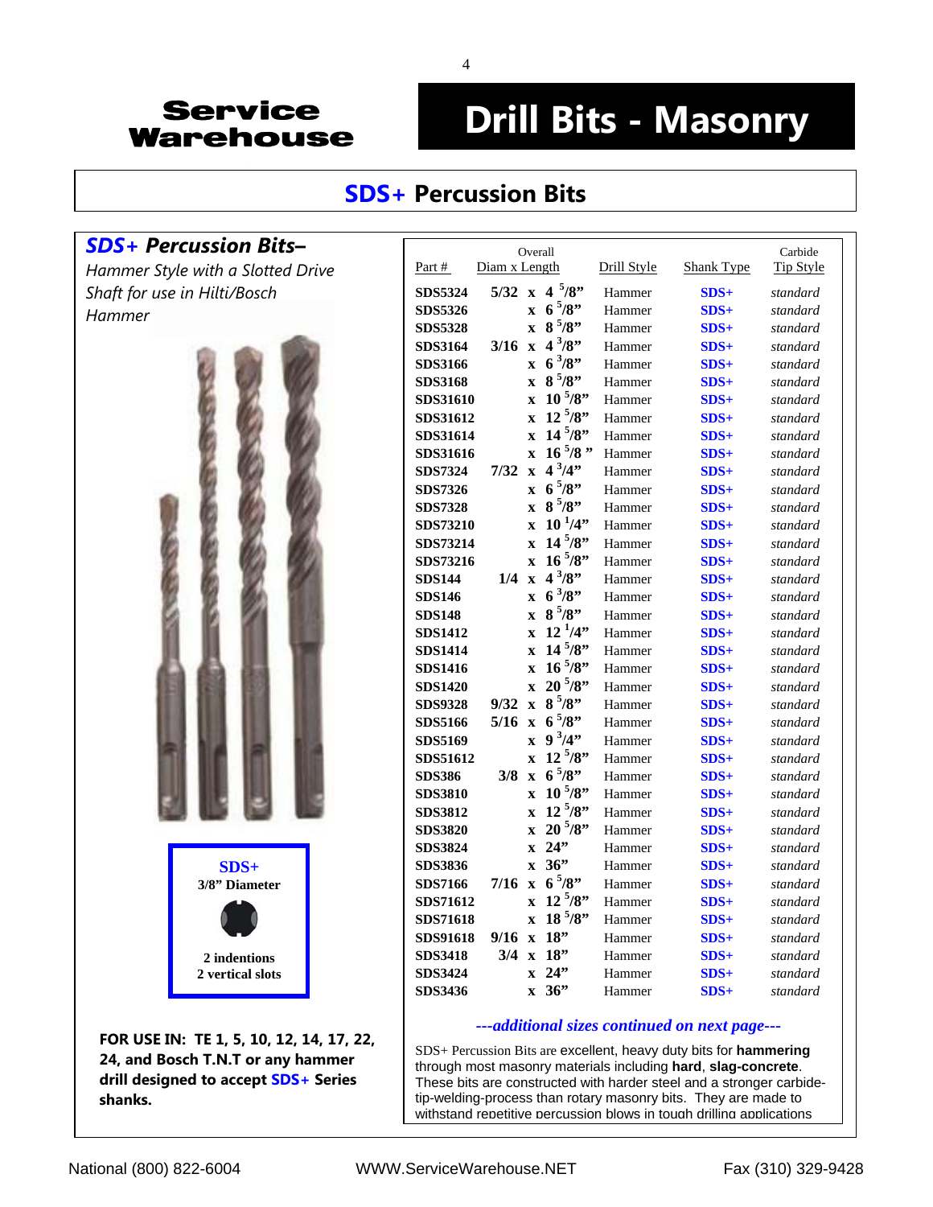# Service Warehouse

# Drill Bits - Masonry

## SDS+ Percussion Bits

### *SDS+ Percussion Bits–*

*Hammer Style with a Slotted Drive Shaft for use in Hilti/Bosch Hammer*

**SDS+**
**3/8" Diameter**

**2 indentions**
**2 vertical slots**

**FOR USE IN: TE 1, 5, 10, 12, 14, 17, 22, 24, and Bosch T.N.T or any hammer drill designed to accept SDS+ Series shanks.**

| Part # | Overall Diam x Length | Drill Style | Shank Type | Carbide Tip Style |
|---|---|---|---|---|
| **SDS5324** | **5/32 x 4 5/8"** | Hammer | **SDS+** | *standard* |
| **SDS5326** | **x 6 5/8"** | Hammer | **SDS+** | *standard* |
| **SDS5328** | **x 8 5/8"** | Hammer | **SDS+** | *standard* |
| **SDS3164** | **3/16 x 4 3/8"** | Hammer | **SDS+** | *standard* |
| **SDS3166** | **x 6 3/8"** | Hammer | **SDS+** | *standard* |
| **SDS3168** | **x 8 5/8"** | Hammer | **SDS+** | *standard* |
| **SDS31610** | **x 10 5/8"** | Hammer | **SDS+** | *standard* |
| **SDS31612** | **x 12 5/8"** | Hammer | **SDS+** | *standard* |
| **SDS31614** | **x 14 5/8"** | Hammer | **SDS+** | *standard* |
| **SDS31616** | **x 16 5/8 "** | Hammer | **SDS+** | *standard* |
| **SDS7324** | **7/32 x 4 3/4"** | Hammer | **SDS+** | *standard* |
| **SDS7326** | **x 6 5/8"** | Hammer | **SDS+** | *standard* |
| **SDS7328** | **x 8 5/8"** | Hammer | **SDS+** | *standard* |
| **SDS73210** | **x 10 1/4"** | Hammer | **SDS+** | *standard* |
| **SDS73214** | **x 14 5/8"** | Hammer | **SDS+** | *standard* |
| **SDS73216** | **x 16 5/8"** | Hammer | **SDS+** | *standard* |
| **SDS144** | **1/4 x 4 3/8"** | Hammer | **SDS+** | *standard* |
| **SDS146** | **x 6 3/8"** | Hammer | **SDS+** | *standard* |
| **SDS148** | **x 8 5/8"** | Hammer | **SDS+** | *standard* |
| **SDS1412** | **x 12 1/4"** | Hammer | **SDS+** | *standard* |
| **SDS1414** | **x 14 5/8"** | Hammer | **SDS+** | *standard* |
| **SDS1416** | **x 16 5/8"** | Hammer | **SDS+** | *standard* |
| **SDS1420** | **x 20 5/8"** | Hammer | **SDS+** | *standard* |
| **SDS9328** | **9/32 x 8 5/8"** | Hammer | **SDS+** | *standard* |
| **SDS5166** | **5/16 x 6 5/8"** | Hammer | **SDS+** | *standard* |
| **SDS5169** | **x 9 3/4"** | Hammer | **SDS+** | *standard* |
| **SDS51612** | **x 12 5/8"** | Hammer | **SDS+** | *standard* |
| **SDS386** | **3/8 x 6 5/8"** | Hammer | **SDS+** | *standard* |
| **SDS3810** | **x 10 5/8"** | Hammer | **SDS+** | *standard* |
| **SDS3812** | **x 12 5/8"** | Hammer | **SDS+** | *standard* |
| **SDS3820** | **x 20 5/8"** | Hammer | **SDS+** | *standard* |
| **SDS3824** | **x 24"** | Hammer | **SDS+** | *standard* |
| **SDS3836** | **x 36"** | Hammer | **SDS+** | *standard* |
| **SDS7166** | **7/16 x 6 5/8"** | Hammer | **SDS+** | *standard* |
| **SDS71612** | **x 12 5/8"** | Hammer | **SDS+** | *standard* |
| **SDS71618** | **x 18 5/8"** | Hammer | **SDS+** | *standard* |
| **SDS91618** | **9/16 x 18"** | Hammer | **SDS+** | *standard* |
| **SDS3418** | **3/4 x 18"** | Hammer | **SDS+** | *standard* |
| **SDS3424** | **x 24"** | Hammer | **SDS+** | *standard* |
| **SDS3436** | **x 36"** | Hammer | **SDS+** | *standard* |

***---additional sizes continued on next page---***

SDS+ Percussion Bits are excellent, heavy duty bits for **hammering** through most masonry materials including **hard**, **slag-concrete**. These bits are constructed with harder steel and a stronger carbide-tip-welding-process than rotary masonry bits. They are made to withstand repetitive percussion blows in tough drilling applications

National (800) 822-6004 WWW.ServiceWarehouse.NET Fax (310) 329-9428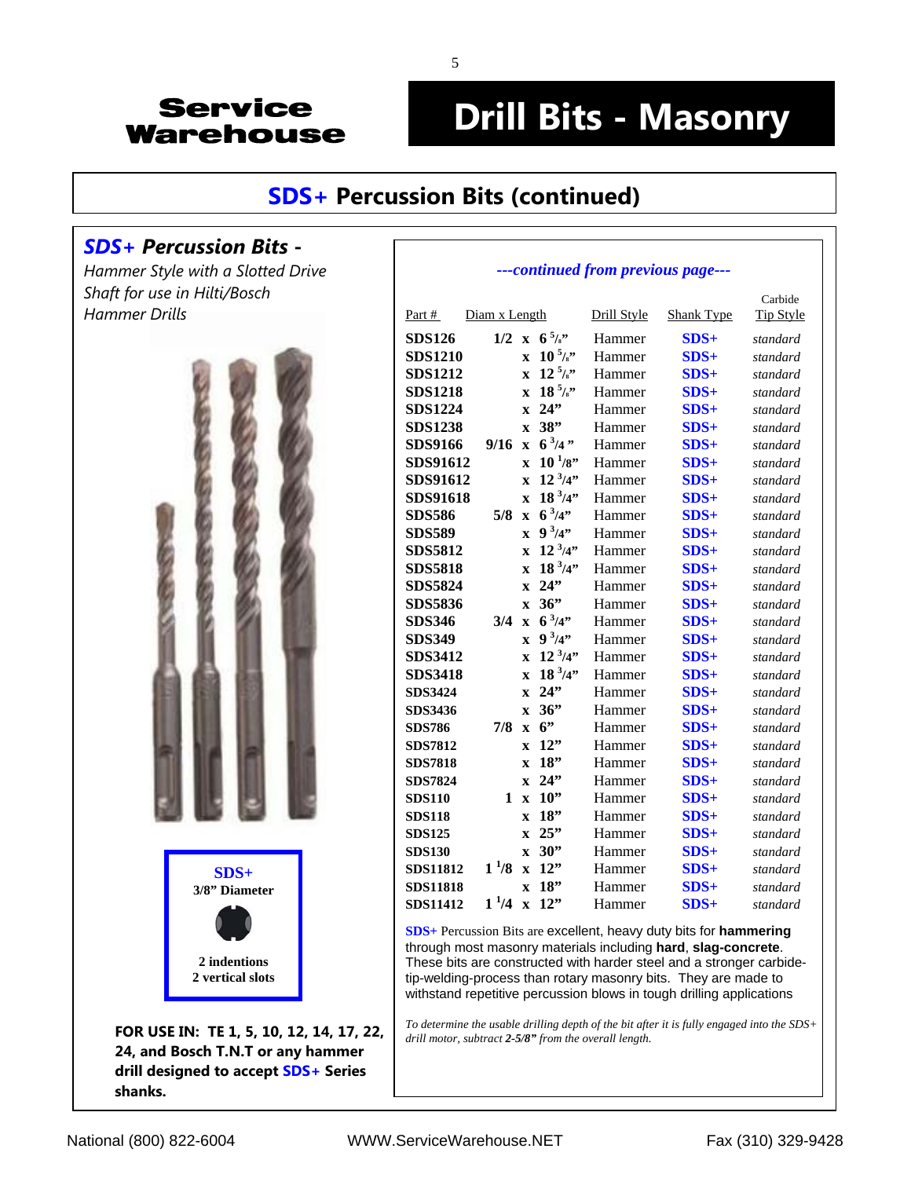Service Warehouse

# Drill Bits - Masonry

## SDS+ Percussion Bits (continued)

### *SDS+ Percussion Bits -*

*Hammer Style with a Slotted Drive Shaft for use in Hilti/Bosch Hammer Drills*

**SDS+**
**3/8" Diameter**

**2 indentions**
**2 vertical slots**

**FOR USE IN: TE 1, 5, 10, 12, 14, 17, 22, 24, and Bosch T.N.T or any hammer drill designed to accept SDS+ Series shanks.**

*---continued from previous page---*

| Part # | Diam x Length | Drill Style | Shank Type | Carbide Tip Style |
|---|---|---|---|---|
| **SDS126** | **1/2 x 6 5/8"** | Hammer | **SDS+** | *standard* |
| **SDS1210** | **x 10 5/8"** | Hammer | **SDS+** | *standard* |
| **SDS1212** | **x 12 5/8"** | Hammer | **SDS+** | *standard* |
| **SDS1218** | **x 18 5/8"** | Hammer | **SDS+** | *standard* |
| **SDS1224** | **x 24"** | Hammer | **SDS+** | *standard* |
| **SDS1238** | **x 38"** | Hammer | **SDS+** | *standard* |
| **SDS9166** | **9/16 x 6 3/4"** | Hammer | **SDS+** | *standard* |
| **SDS91612** | **x 10 1/8"** | Hammer | **SDS+** | *standard* |
| **SDS91612** | **x 12 3/4"** | Hammer | **SDS+** | *standard* |
| **SDS91618** | **x 18 3/4"** | Hammer | **SDS+** | *standard* |
| **SDS586** | **5/8 x 6 3/4"** | Hammer | **SDS+** | *standard* |
| **SDS589** | **x 9 3/4"** | Hammer | **SDS+** | *standard* |
| **SDS5812** | **x 12 3/4"** | Hammer | **SDS+** | *standard* |
| **SDS5818** | **x 18 3/4"** | Hammer | **SDS+** | *standard* |
| **SDS5824** | **x 24"** | Hammer | **SDS+** | *standard* |
| **SDS5836** | **x 36"** | Hammer | **SDS+** | *standard* |
| **SDS346** | **3/4 x 6 3/4"** | Hammer | **SDS+** | *standard* |
| **SDS349** | **x 9 3/4"** | Hammer | **SDS+** | *standard* |
| **SDS3412** | **x 12 3/4"** | Hammer | **SDS+** | *standard* |
| **SDS3418** | **x 18 3/4"** | Hammer | **SDS+** | *standard* |
| **SDS3424** | **x 24"** | Hammer | **SDS+** | *standard* |
| **SDS3436** | **x 36"** | Hammer | **SDS+** | *standard* |
| **SDS786** | **7/8 x 6"** | Hammer | **SDS+** | *standard* |
| **SDS7812** | **x 12"** | Hammer | **SDS+** | *standard* |
| **SDS7818** | **x 18"** | Hammer | **SDS+** | *standard* |
| **SDS7824** | **x 24"** | Hammer | **SDS+** | *standard* |
| **SDS110** | **1 x 10"** | Hammer | **SDS+** | *standard* |
| **SDS118** | **x 18"** | Hammer | **SDS+** | *standard* |
| **SDS125** | **x 25"** | Hammer | **SDS+** | *standard* |
| **SDS130** | **x 30"** | Hammer | **SDS+** | *standard* |
| **SDS11812** | **1 1/8 x 12"** | Hammer | **SDS+** | *standard* |
| **SDS11818** | **x 18"** | Hammer | **SDS+** | *standard* |
| **SDS11412** | **1 1/4 x 12"** | Hammer | **SDS+** | *standard* |

**SDS+** Percussion Bits are excellent, heavy duty bits for **hammering** through most masonry materials including **hard**, **slag-concrete**. These bits are constructed with harder steel and a stronger carbide-tip-welding-process than rotary masonry bits. They are made to withstand repetitive percussion blows in tough drilling applications

*To determine the usable drilling depth of the bit after it is fully engaged into the SDS+ drill motor, subtract **2-5/8"** from the overall length.*

National (800) 822-6004 WWW.ServiceWarehouse.NET Fax (310) 329-9428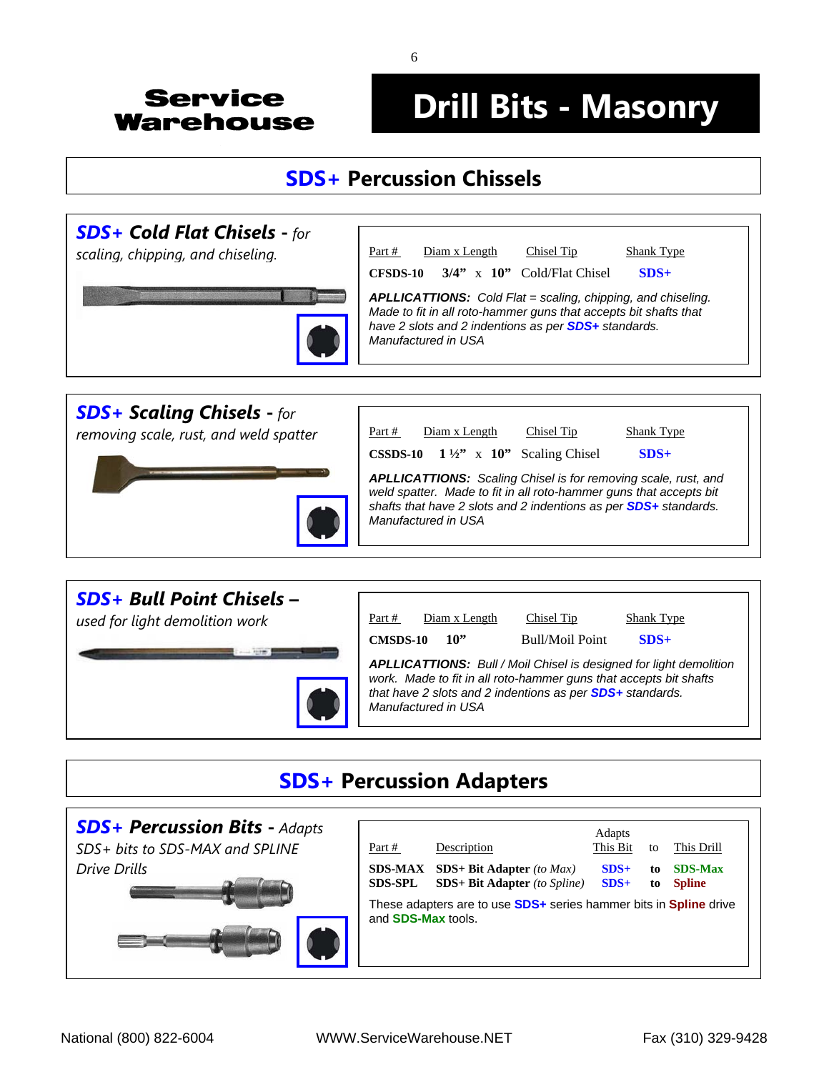**Service Warehouse**

# Drill Bits - Masonry

## SDS+ Percussion Chissels

### *SDS+ Cold Flat Chisels - for scaling, chipping, and chiseling.*

| Part # | Diam x Length | Chisel Tip | Shank Type |
|---|---|---|---|
| **CFSDS-10** | **3/4” x 10”** | Cold/Flat Chisel | **SDS+** |

***APLLICATTIONS:*** *Cold Flat = scaling, chipping, and chiseling. Made to fit in all roto-hammer guns that accepts bit shafts that have 2 slots and 2 intentions as per* ***SDS+*** *standards. Manufactured in USA*

### *SDS+ Scaling Chisels - for removing scale, rust, and weld spatter*

| Part # | Diam x Length | Chisel Tip | Shank Type |
|---|---|---|---|
| **CSSDS-10** | **1 ½” x 10”** | Scaling Chisel | **SDS+** |

***APLLICATTIONS:*** *Scaling Chisel is for removing scale, rust, and weld spatter. Made to fit in all roto-hammer guns that accepts bit shafts that have 2 slots and 2 indentions as per* ***SDS+*** *standards. Manufactured in USA*

### *SDS+ Bull Point Chisels – used for light demolition work*

| Part # | Diam x Length | Chisel Tip | Shank Type |
|---|---|---|---|
| **CMSDS-10** | **10”** | Bull/Moil Point | **SDS+** |

***APLLICATTIONS:*** *Bull / Moil Chisel is designed for light demolition work. Made to fit in all roto-hammer guns that accepts bit shafts that have 2 slots and 2 indentions as per* ***SDS+*** *standards. Manufactured in USA*

## SDS+ Percussion Adapters

### *SDS+ Percussion Bits - Adapts SDS+ bits to SDS-MAX and SPLINE Drive Drills*

| Part # | Description | Adapts This Bit | to | This Drill |
|---|---|---|---|---|
| **SDS-MAX** | **SDS+ Bit Adapter** *(to Max)* | **SDS+** | **to** | **SDS-Max** |
| **SDS-SPL** | **SDS+ Bit Adapter** *(to Spline)* | **SDS+** | **to** | **Spline** |

These adapters are to use **SDS+** series hammer bits in **Spline** drive and **SDS-Max** tools.

National (800) 822-6004 WWW.ServiceWarehouse.NET Fax (310) 329-9428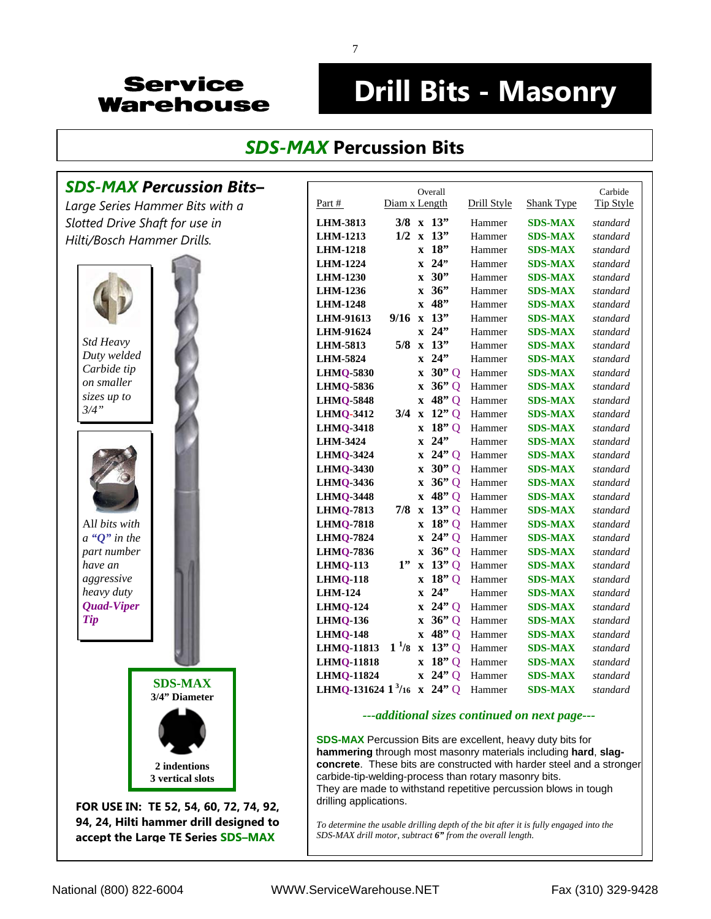# Service Warehouse

# Drill Bits - Masonry

## *SDS-MAX* Percussion Bits

### *SDS-MAX Percussion Bits–*

*Large Series Hammer Bits with a Slotted Drive Shaft for use in Hilti/Bosch Hammer Drills.*

*Std Heavy Duty welded Carbide tip on smaller sizes up to 3/4"*

*All bits with a "Q" in the part number have an aggressive heavy duty **Quad-Viper Tip***

**SDS-MAX**
**3/4" Diameter**

**2 indentions**
**3 vertical slots**

**FOR USE IN: TE 52, 54, 60, 72, 74, 92, 94, 24, Hilti hammer drill designed to accept the Large TE Series SDS–MAX**

| Part # | Overall Diam x Length | Drill Style | Shank Type | Carbide Tip Style |
|---|---|---|---|---|
| **LHM-3813** | **3/8 x 13"** | Hammer | **SDS-MAX** | *standard* |
| **LHM-1213** | **1/2 x 13"** | Hammer | **SDS-MAX** | *standard* |
| **LHM-1218** | **x 18"** | Hammer | **SDS-MAX** | *standard* |
| **LHM-1224** | **x 24"** | Hammer | **SDS-MAX** | *standard* |
| **LHM-1230** | **x 30"** | Hammer | **SDS-MAX** | *standard* |
| **LHM-1236** | **x 36"** | Hammer | **SDS-MAX** | *standard* |
| **LHM-1248** | **x 48"** | Hammer | **SDS-MAX** | *standard* |
| **LHM-91613** | **9/16 x 13"** | Hammer | **SDS-MAX** | *standard* |
| **LHM-91624** | **x 24"** | Hammer | **SDS-MAX** | *standard* |
| **LHM-5813** | **5/8 x 13"** | Hammer | **SDS-MAX** | *standard* |
| **LHM-5824** | **x 24"** | Hammer | **SDS-MAX** | *standard* |
| **LHMQ-5830** | **x 30"** Q | Hammer | **SDS-MAX** | *standard* |
| **LHMQ-5836** | **x 36"** Q | Hammer | **SDS-MAX** | *standard* |
| **LHMQ-5848** | **x 48"** Q | Hammer | **SDS-MAX** | *standard* |
| **LHMQ-3412** | **3/4 x 12"** Q | Hammer | **SDS-MAX** | *standard* |
| **LHMQ-3418** | **x 18"** Q | Hammer | **SDS-MAX** | *standard* |
| **LHM-3424** | **x 24"** | Hammer | **SDS-MAX** | *standard* |
| **LHMQ-3424** | **x 24"** Q | Hammer | **SDS-MAX** | *standard* |
| **LHMQ-3430** | **x 30"** Q | Hammer | **SDS-MAX** | *standard* |
| **LHMQ-3436** | **x 36"** Q | Hammer | **SDS-MAX** | *standard* |
| **LHMQ-3448** | **x 48"** Q | Hammer | **SDS-MAX** | *standard* |
| **LHMQ-7813** | **7/8 x 13"** Q | Hammer | **SDS-MAX** | *standard* |
| **LHMQ-7818** | **x 18"** Q | Hammer | **SDS-MAX** | *standard* |
| **LHMQ-7824** | **x 24"** Q | Hammer | **SDS-MAX** | *standard* |
| **LHMQ-7836** | **x 36"** Q | Hammer | **SDS-MAX** | *standard* |
| **LHMQ-113** | **1" x 13"** Q | Hammer | **SDS-MAX** | *standard* |
| **LHMQ-118** | **x 18"** Q | Hammer | **SDS-MAX** | *standard* |
| **LHM-124** | **x 24"** | Hammer | **SDS-MAX** | *standard* |
| **LHMQ-124** | **x 24"** Q | Hammer | **SDS-MAX** | *standard* |
| **LHMQ-136** | **x 36"** Q | Hammer | **SDS-MAX** | *standard* |
| **LHMQ-148** | **x 48"** Q | Hammer | **SDS-MAX** | *standard* |
| **LHMQ-11813** | **1 1/8 x 13"** Q | Hammer | **SDS-MAX** | *standard* |
| **LHMQ-11818** | **x 18"** Q | Hammer | **SDS-MAX** | *standard* |
| **LHMQ-11824** | **x 24"** Q | Hammer | **SDS-MAX** | *standard* |
| **LHMQ-131624** | **1 3/16 x 24"** Q | Hammer | **SDS-MAX** | *standard* |

***---additional sizes continued on next page---***

**SDS-MAX** Percussion Bits are excellent, heavy duty bits for **hammering** through most masonry materials including **hard**, **slag-concrete**. These bits are constructed with harder steel and a stronger carbide-tip-welding-process than rotary masonry bits. They are made to withstand repetitive percussion blows in tough drilling applications.

*To determine the usable drilling depth of the bit after it is fully engaged into the SDS-MAX drill motor, subtract **6"** from the overall length.*

National (800) 822-6004 WWW.ServiceWarehouse.NET Fax (310) 329-9428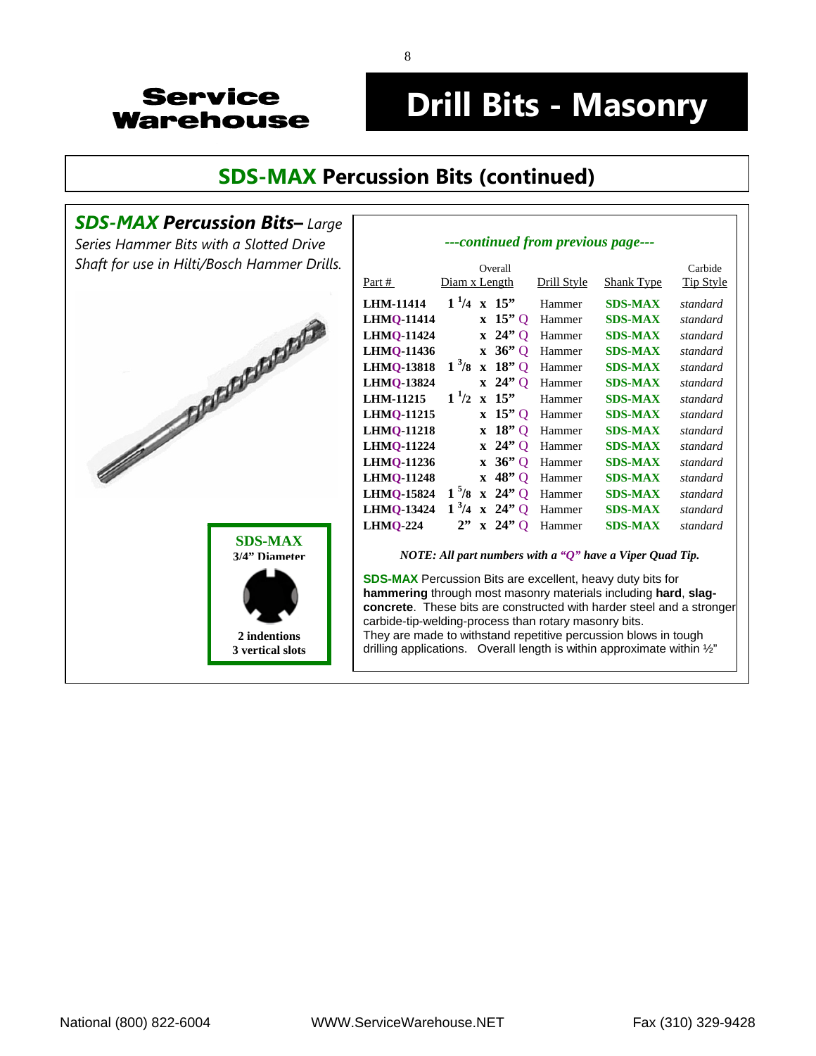# Service Warehouse

# Drill Bits - Masonry

## SDS-MAX Percussion Bits (continued)

***SDS-MAX Percussion Bits*** *– Large Series Hammer Bits with a Slotted Drive Shaft for use in Hilti/Bosch Hammer Drills.*

**SDS-MAX**
**3/4" Diameter**

**2 indentions**
**3 vertical slots**

*---continued from previous page---*

| Part # | Overall Diam x Length | Drill Style | Shank Type | Carbide Tip Style |
|---|---|---|---|---|
| **LHM-11414** | **1 1/4 x 15"** | Hammer | **SDS-MAX** | *standard* |
| **LHMQ-11414** | **x 15"** Q | Hammer | **SDS-MAX** | *standard* |
| **LHMQ-11424** | **x 24"** Q | Hammer | **SDS-MAX** | *standard* |
| **LHMQ-11436** | **x 36"** Q | Hammer | **SDS-MAX** | *standard* |
| **LHMQ-13818** | **1 3/8 x 18"** Q | Hammer | **SDS-MAX** | *standard* |
| **LHMQ-13824** | **x 24"** Q | Hammer | **SDS-MAX** | *standard* |
| **LHM-11215** | **1 1/2 x 15"** | Hammer | **SDS-MAX** | *standard* |
| **LHMQ-11215** | **x 15"** Q | Hammer | **SDS-MAX** | *standard* |
| **LHMQ-11218** | **x 18"** Q | Hammer | **SDS-MAX** | *standard* |
| **LHMQ-11224** | **x 24"** Q | Hammer | **SDS-MAX** | *standard* |
| **LHMQ-11236** | **x 36"** Q | Hammer | **SDS-MAX** | *standard* |
| **LHMQ-11248** | **x 48"** Q | Hammer | **SDS-MAX** | *standard* |
| **LHMQ-15824** | **1 5/8 x 24"** Q | Hammer | **SDS-MAX** | *standard* |
| **LHMQ-13424** | **1 3/4 x 24"** Q | Hammer | **SDS-MAX** | *standard* |
| **LHMQ-224** | **2" x 24"** Q | Hammer | **SDS-MAX** | *standard* |

***NOTE: All part numbers with a "Q" have a Viper Quad Tip.***

**SDS-MAX** Percussion Bits are excellent, heavy duty bits for **hammering** through most masonry materials including **hard**, **slag-concrete**. These bits are constructed with harder steel and a stronger carbide-tip-welding-process than rotary masonry bits. They are made to withstand repetitive percussion blows in tough drilling applications. Overall length is within approximate within ½"

National (800) 822-6004 WWW.ServiceWarehouse.NET Fax (310) 329-9428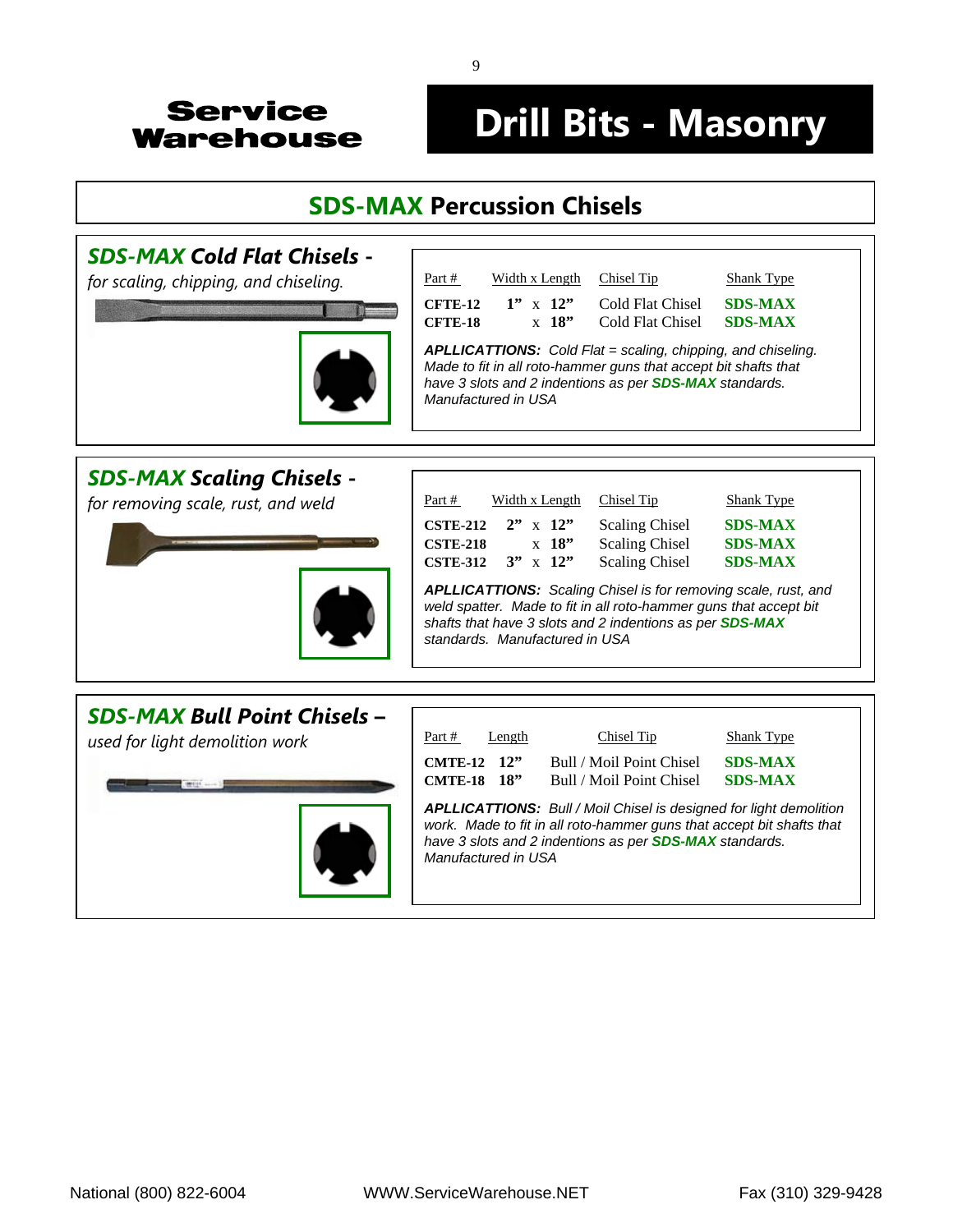Service Warehouse

# Drill Bits - Masonry

## SDS-MAX Percussion Chisels

### *SDS-MAX Cold Flat Chisels -*

*for scaling, chipping, and chiseling.*

| Part # | Width x Length | Chisel Tip | Shank Type |
|---|---|---|---|
| **CFTE-12** | **1”** x **12”** | Cold Flat Chisel | **SDS-MAX** |
| **CFTE-18** | x **18”** | Cold Flat Chisel | **SDS-MAX** |

***APLLICATTIONS:*** *Cold Flat = scaling, chipping, and chiseling. Made to fit in all roto-hammer guns that accept bit shafts that have 3 slots and 2 indentions as per **SDS-MAX** standards. Manufactured in USA*

### *SDS-MAX Scaling Chisels -*

*for removing scale, rust, and weld*

| Part # | Width x Length | Chisel Tip | Shank Type |
|---|---|---|---|
| **CSTE-212** | **2”** x **12”** | Scaling Chisel | **SDS-MAX** |
| **CSTE-218** | x **18”** | Scaling Chisel | **SDS-MAX** |
| **CSTE-312** | **3”** x **12”** | Scaling Chisel | **SDS-MAX** |

***APLLICATTIONS:*** *Scaling Chisel is for removing scale, rust, and weld spatter. Made to fit in all roto-hammer guns that accept bit shafts that have 3 slots and 2 indentions as per **SDS-MAX** standards. Manufactured in USA*

### *SDS-MAX Bull Point Chisels –*

*used for light demolition work*

| Part # | Length | Chisel Tip | Shank Type |
|---|---|---|---|
| **CMTE-12** | **12”** | Bull / Moil Point Chisel | **SDS-MAX** |
| **CMTE-18** | **18”** | Bull / Moil Point Chisel | **SDS-MAX** |

***APLLICATTIONS:*** *Bull / Moil Chisel is designed for light demolition work. Made to fit in all roto-hammer guns that accept bit shafts that have 3 slots and 2 indentions as per **SDS-MAX** standards. Manufactured in USA*

National (800) 822-6004 WWW.ServiceWarehouse.NET Fax (310) 329-9428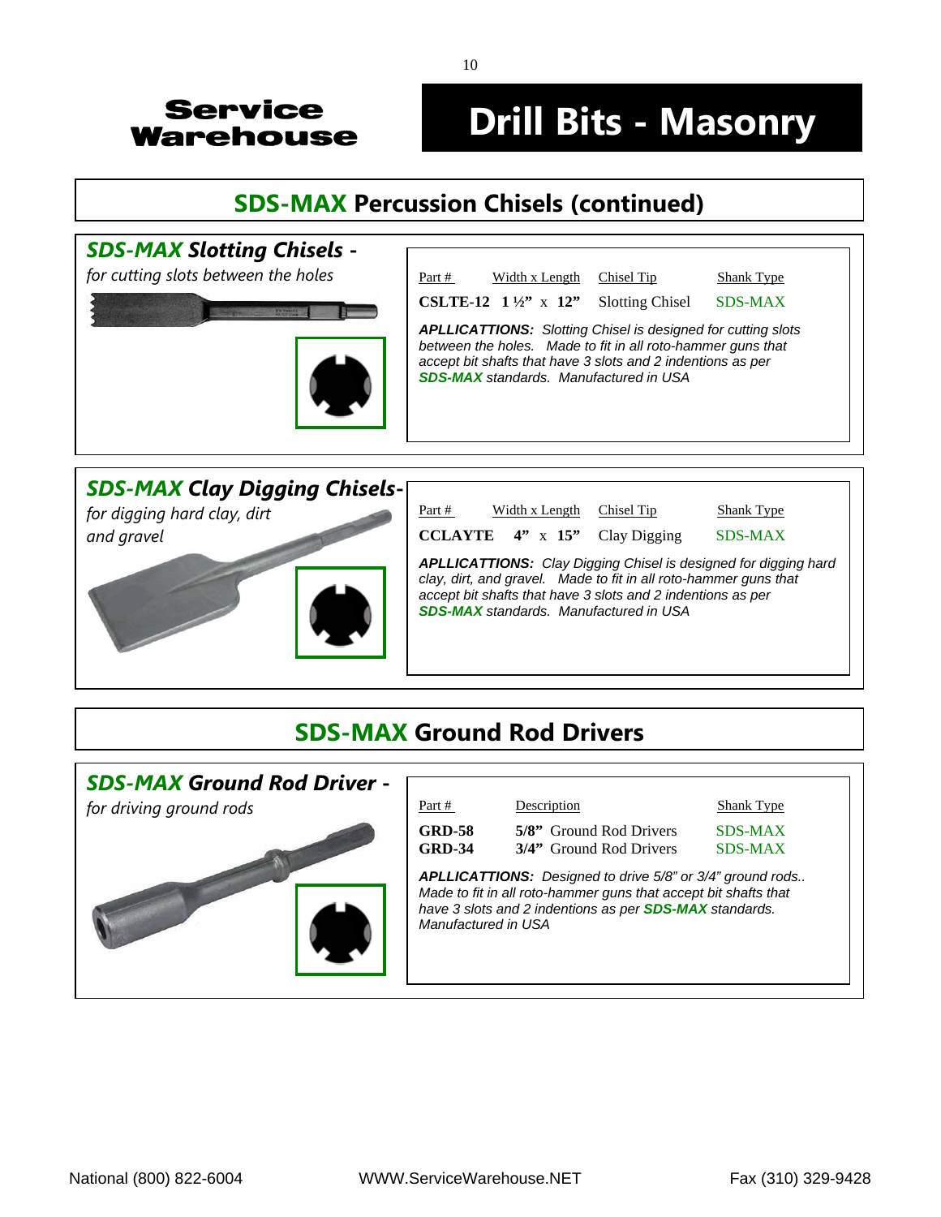Service Warehouse

# Drill Bits - Masonry

## SDS-MAX Percussion Chisels (continued)

### *SDS-MAX Slotting Chisels -*

*for cutting slots between the holes*

| Part # | Width x Length | Chisel Tip | Shank Type |
|---|---|---|---|
| **CSLTE-12** | **1 ½”** x **12”** | Slotting Chisel | SDS-MAX |

***APLLICATTIONS:*** *Slotting Chisel is designed for cutting slots between the holes. Made to fit in all roto-hammer guns that accept bit shafts that have 3 slots and 2 indentions as per **SDS-MAX** standards. Manufactured in USA*

### *SDS-MAX Clay Digging Chisels-*

*for digging hard clay, dirt and gravel*

| Part # | Width x Length | Chisel Tip | Shank Type |
|---|---|---|---|
| **CCLAYTE** | **4”** x **15”** | Clay Digging | SDS-MAX |

***APLLICATTIONS:*** *Clay Digging Chisel is designed for digging hard clay, dirt, and gravel. Made to fit in all roto-hammer guns that accept bit shafts that have 3 slots and 2 indentions as per **SDS-MAX** standards. Manufactured in USA*

## SDS-MAX Ground Rod Drivers

### *SDS-MAX Ground Rod Driver -*

*for driving ground rods*

| Part # | Description | Shank Type |
|---|---|---|
| **GRD-58** | **5/8”** Ground Rod Drivers | SDS-MAX |
| **GRD-34** | **3/4”** Ground Rod Drivers | SDS-MAX |

***APLLICATTIONS:*** *Designed to drive 5/8” or 3/4” ground rods.. Made to fit in all roto-hammer guns that accept bit shafts that have 3 slots and 2 indentions as per **SDS-MAX** standards. Manufactured in USA*

National (800) 822-6004 WWW.ServiceWarehouse.NET Fax (310) 329-9428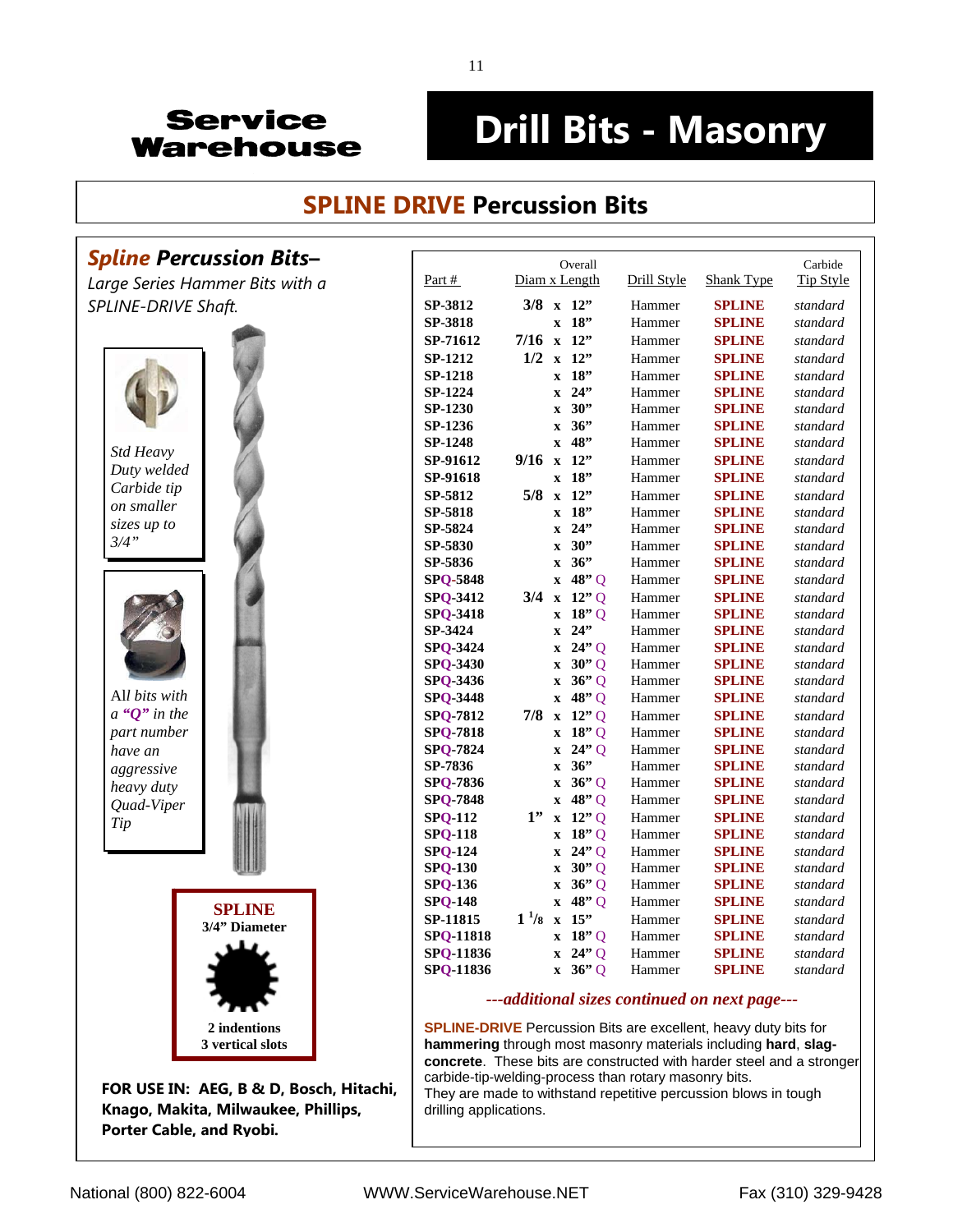**Service Warehouse**

# Drill Bits - Masonry

## SPLINE DRIVE Percussion Bits

### *Spline Percussion Bits–*

*Large Series Hammer Bits with a SPLINE-DRIVE Shaft.*

*Std Heavy Duty welded Carbide tip on smaller sizes up to 3/4"*

*All bits with a **"Q"** in the part number have an aggressive heavy duty Quad-Viper Tip*

**SPLINE**
**3/4" Diameter**

**2 indentions**
**3 vertical slots**

**FOR USE IN: AEG, B & D, Bosch, Hitachi, Knago, Makita, Milwaukee, Phillips, Porter Cable, and Ryobi.**

| Part # | Overall Diam x Length | Drill Style | Shank Type | Carbide Tip Style |
|---|---|---|---|---|
| **SP-3812** | **3/8 x 12"** | Hammer | **SPLINE** | *standard* |
| **SP-3818** | **x 18"** | Hammer | **SPLINE** | *standard* |
| **SP-71612** | **7/16 x 12"** | Hammer | **SPLINE** | *standard* |
| **SP-1212** | **1/2 x 12"** | Hammer | **SPLINE** | *standard* |
| **SP-1218** | **x 18"** | Hammer | **SPLINE** | *standard* |
| **SP-1224** | **x 24"** | Hammer | **SPLINE** | *standard* |
| **SP-1230** | **x 30"** | Hammer | **SPLINE** | *standard* |
| **SP-1236** | **x 36"** | Hammer | **SPLINE** | *standard* |
| **SP-1248** | **x 48"** | Hammer | **SPLINE** | *standard* |
| **SP-91612** | **9/16 x 12"** | Hammer | **SPLINE** | *standard* |
| **SP-91618** | **x 18"** | Hammer | **SPLINE** | *standard* |
| **SP-5812** | **5/8 x 12"** | Hammer | **SPLINE** | *standard* |
| **SP-5818** | **x 18"** | Hammer | **SPLINE** | *standard* |
| **SP-5824** | **x 24"** | Hammer | **SPLINE** | *standard* |
| **SP-5830** | **x 30"** | Hammer | **SPLINE** | *standard* |
| **SP-5836** | **x 36"** | Hammer | **SPLINE** | *standard* |
| **SPQ-5848** | **x 48"** Q | Hammer | **SPLINE** | *standard* |
| **SPQ-3412** | **3/4 x 12"** Q | Hammer | **SPLINE** | *standard* |
| **SPQ-3418** | **x 18"** Q | Hammer | **SPLINE** | *standard* |
| **SP-3424** | **x 24"** | Hammer | **SPLINE** | *standard* |
| **SPQ-3424** | **x 24"** Q | Hammer | **SPLINE** | *standard* |
| **SPQ-3430** | **x 30"** Q | Hammer | **SPLINE** | *standard* |
| **SPQ-3436** | **x 36"** Q | Hammer | **SPLINE** | *standard* |
| **SPQ-3448** | **x 48"** Q | Hammer | **SPLINE** | *standard* |
| **SPQ-7812** | **7/8 x 12"** Q | Hammer | **SPLINE** | *standard* |
| **SPQ-7818** | **x 18"** Q | Hammer | **SPLINE** | *standard* |
| **SPQ-7824** | **x 24"** Q | Hammer | **SPLINE** | *standard* |
| **SP-7836** | **x 36"** | Hammer | **SPLINE** | *standard* |
| **SPQ-7836** | **x 36"** Q | Hammer | **SPLINE** | *standard* |
| **SPQ-7848** | **x 48"** Q | Hammer | **SPLINE** | *standard* |
| **SPQ-112** | **1" x 12"** Q | Hammer | **SPLINE** | *standard* |
| **SPQ-118** | **x 18"** Q | Hammer | **SPLINE** | *standard* |
| **SPQ-124** | **x 24"** Q | Hammer | **SPLINE** | *standard* |
| **SPQ-130** | **x 30"** Q | Hammer | **SPLINE** | *standard* |
| **SPQ-136** | **x 36"** Q | Hammer | **SPLINE** | *standard* |
| **SPQ-148** | **x 48"** Q | Hammer | **SPLINE** | *standard* |
| **SP-11815** | **1 1/8 x 15"** | Hammer | **SPLINE** | *standard* |
| **SPQ-11818** | **x 18"** Q | Hammer | **SPLINE** | *standard* |
| **SPQ-11836** | **x 24"** Q | Hammer | **SPLINE** | *standard* |
| **SPQ-11836** | **x 36"** Q | Hammer | **SPLINE** | *standard* |

***---additional sizes continued on next page---***

**SPLINE-DRIVE** Percussion Bits are excellent, heavy duty bits for **hammering** through most masonry materials including **hard**, **slag-concrete**. These bits are constructed with harder steel and a stronger carbide-tip-welding-process than rotary masonry bits.
They are made to withstand repetitive percussion blows in tough drilling applications.

National (800) 822-6004 WWW.ServiceWarehouse.NET Fax (310) 329-9428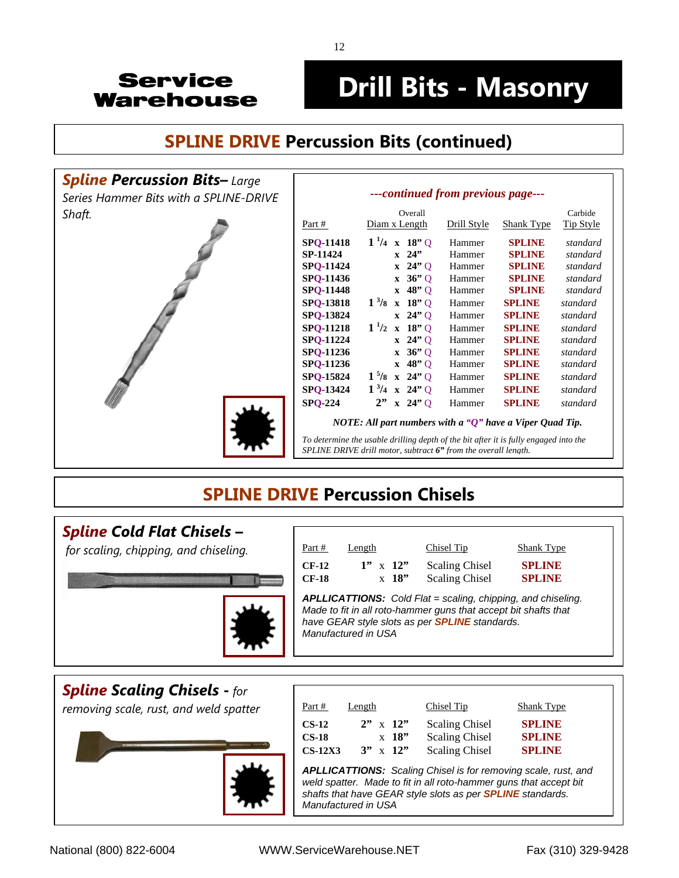# Service Warehouse

# Drill Bits - Masonry

## SPLINE DRIVE Percussion Bits (continued)

### *Spline Percussion Bits*– *Large Series Hammer Bits with a SPLINE-DRIVE Shaft.*

***---continued from previous page---***

| Part # | Overall Diam x Length | Drill Style | Shank Type | Carbide Tip Style |
|---|---|---|---|---|
| **SPQ-11418** | **1 1/4 x 18” Q** | Hammer | **SPLINE** | *standard* |
| **SP-11424** | **x 24”** | Hammer | **SPLINE** | *standard* |
| **SPQ-11424** | **x 24” Q** | Hammer | **SPLINE** | *standard* |
| **SPQ-11436** | **x 36” Q** | Hammer | **SPLINE** | *standard* |
| **SPQ-11448** | **x 48” Q** | Hammer | **SPLINE** | *standard* |
| **SPQ-13818** | **1 3/8 x 18” Q** | Hammer | **SPLINE** | *standard* |
| **SPQ-13824** | **x 24” Q** | Hammer | **SPLINE** | *standard* |
| **SPQ-11218** | **1 1/2 x 18” Q** | Hammer | **SPLINE** | *standard* |
| **SPQ-11224** | **x 24” Q** | Hammer | **SPLINE** | *standard* |
| **SPQ-11236** | **x 36” Q** | Hammer | **SPLINE** | *standard* |
| **SPQ-11236** | **x 48” Q** | Hammer | **SPLINE** | *standard* |
| **SPQ-15824** | **1 5/8 x 24” Q** | Hammer | **SPLINE** | *standard* |
| **SPQ-13424** | **1 3/4 x 24” Q** | Hammer | **SPLINE** | *standard* |
| **SPQ-224** | **2” x 24” Q** | Hammer | **SPLINE** | *standard* |

***NOTE: All part numbers with a “Q” have a Viper Quad Tip.***

*To determine the usable drilling depth of the bit after it is fully engaged into the SPLINE DRIVE drill motor, subtract **6”** from the overall length.*

## SPLINE DRIVE Percussion Chisels

### *Spline Cold Flat Chisels* – *for scaling, chipping, and chiseling.*

| Part # | Length | Chisel Tip | Shank Type |
|---|---|---|---|
| **CF-12** | **1” x 12”** | Scaling Chisel | **SPLINE** |
| **CF-18** | **x 18”** | Scaling Chisel | **SPLINE** |

***APLLICATTIONS:*** *Cold Flat = scaling, chipping, and chiseling. Made to fit in all roto-hammer guns that accept bit shafts that have GEAR style slots as per **SPLINE** standards. Manufactured in USA*

### *Spline Scaling Chisels* - *for removing scale, rust, and weld spatter*

| Part # | Length | Chisel Tip | Shank Type |
|---|---|---|---|
| **CS-12** | **2” x 12”** | Scaling Chisel | **SPLINE** |
| **CS-18** | **x 18”** | Scaling Chisel | **SPLINE** |
| **CS-12X3** | **3” x 12”** | Scaling Chisel | **SPLINE** |

***APLLICATTIONS:*** *Scaling Chisel is for removing scale, rust, and weld spatter. Made to fit in all roto-hammer guns that accept bit shafts that have GEAR style slots as per **SPLINE** standards. Manufactured in USA*

National (800) 822-6004 WWW.ServiceWarehouse.NET Fax (310) 329-9428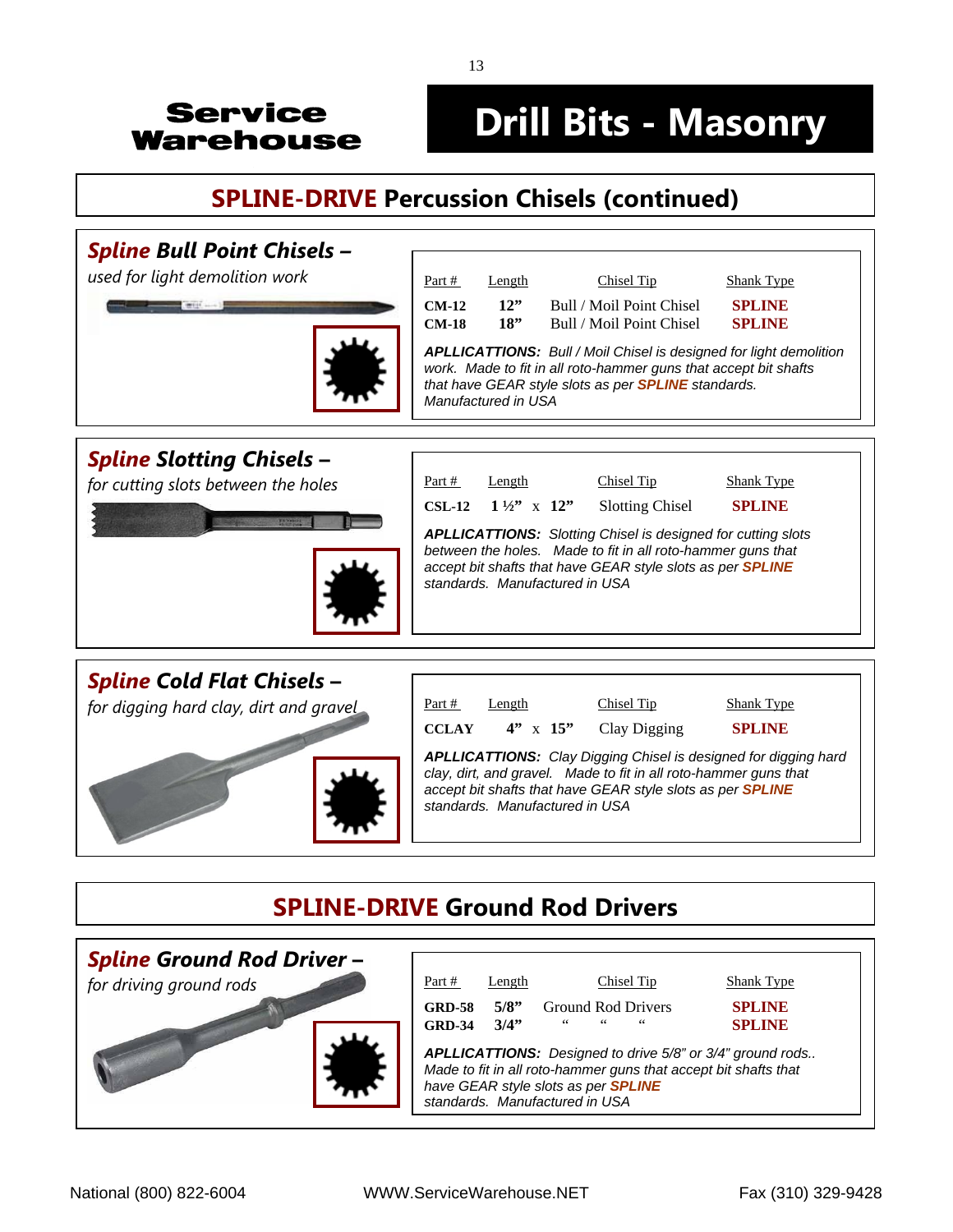**Service Warehouse**

# Drill Bits - Masonry

## SPLINE-DRIVE Percussion Chisels (continued)

### *Spline Bull Point Chisels –*

*used for light demolition work*

| Part # | Length | Chisel Tip | Shank Type |
|---|---|---|---|
| **CM-12** | **12”** | Bull / Moil Point Chisel | **SPLINE** |
| **CM-18** | **18”** | Bull / Moil Point Chisel | **SPLINE** |

***APLLICATTIONS:*** *Bull / Moil Chisel is designed for light demolition work. Made to fit in all roto-hammer guns that accept bit shafts that have GEAR style slots as per* ***SPLINE*** *standards. Manufactured in USA*

### *Spline Slotting Chisels –*

*for cutting slots between the holes*

| Part # | Length | Chisel Tip | Shank Type |
|---|---|---|---|
| **CSL-12** | **1 ½” x 12”** | Slotting Chisel | **SPLINE** |

***APLLICATTIONS:*** *Slotting Chisel is designed for cutting slots between the holes. Made to fit in all roto-hammer guns that accept bit shafts that have GEAR style slots as per* ***SPLINE*** *standards. Manufactured in USA*

### *Spline Cold Flat Chisels –*

*for digging hard clay, dirt and gravel*

| Part # | Length | Chisel Tip | Shank Type |
|---|---|---|---|
| **CCLAY** | **4” x 15”** | Clay Digging | **SPLINE** |

***APLLICATTIONS:*** *Clay Digging Chisel is designed for digging hard clay, dirt, and gravel. Made to fit in all roto-hammer guns that accept bit shafts that have GEAR style slots as per* ***SPLINE*** *standards. Manufactured in USA*

## SPLINE-DRIVE Ground Rod Drivers

### *Spline Ground Rod Driver –*

*for driving ground rods*

| Part # | Length | Chisel Tip | Shank Type |
|---|---|---|---|
| **GRD-58** | **5/8”** | Ground Rod Drivers | **SPLINE** |
| **GRD-34** | **3/4”** | “ “ “ | **SPLINE** |

***APLLICATTIONS:*** *Designed to drive 5/8” or 3/4” ground rods.. Made to fit in all roto-hammer guns that accept bit shafts that have GEAR style slots as per* ***SPLINE*** *standards. Manufactured in USA*

National (800) 822-6004 WWW.ServiceWarehouse.NET Fax (310) 329-9428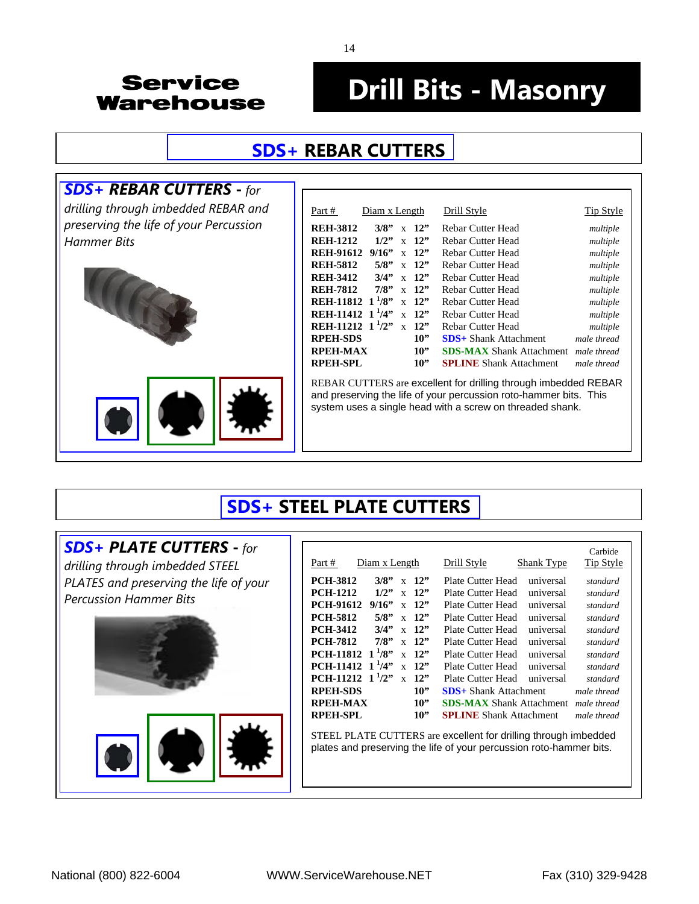# Drill Bits - Masonry

Service Warehouse

## SDS+ REBAR CUTTERS

***SDS+ REBAR CUTTERS** - for drilling through imbedded REBAR and preserving the life of your Percussion Hammer Bits*

| Part # | Diam x Length | Drill Style | Tip Style |
|---|---|---|---|
| **REH-3812** | **3/8” x 12”** | Rebar Cutter Head | *multiple* |
| **REH-1212** | **1/2” x 12”** | Rebar Cutter Head | *multiple* |
| **REH-91612** | **9/16” x 12”** | Rebar Cutter Head | *multiple* |
| **REH-5812** | **5/8” x 12”** | Rebar Cutter Head | *multiple* |
| **REH-3412** | **3/4” x 12”** | Rebar Cutter Head | *multiple* |
| **REH-7812** | **7/8” x 12”** | Rebar Cutter Head | *multiple* |
| **REH-11812** | **1 1/8” x 12”** | Rebar Cutter Head | *multiple* |
| **REH-11412** | **1 1/4” x 12”** | Rebar Cutter Head | *multiple* |
| **REH-11212** | **1 1/2” x 12”** | Rebar Cutter Head | *multiple* |
| **RPEH-SDS** | **10”** | **SDS+** Shank Attachment | *male thread* |
| **RPEH-MAX** | **10”** | **SDS-MAX** Shank Attachment | *male thread* |
| **RPEH-SPL** | **10”** | **SPLINE** Shank Attachment | *male thread* |

REBAR CUTTERS are excellent for drilling through imbedded REBAR and preserving the life of your percussion roto-hammer bits. This system uses a single head with a screw on threaded shank.

## SDS+ STEEL PLATE CUTTERS

***SDS+ PLATE CUTTERS** - for drilling through imbedded STEEL PLATES and preserving the life of your Percussion Hammer Bits*

| Part # | Diam x Length | Drill Style | Shank Type | Carbide Tip Style |
|---|---|---|---|---|
| **PCH-3812** | **3/8” x 12”** | Plate Cutter Head | universal | *standard* |
| **PCH-1212** | **1/2” x 12”** | Plate Cutter Head | universal | *standard* |
| **PCH-91612** | **9/16” x 12”** | Plate Cutter Head | universal | *standard* |
| **PCH-5812** | **5/8” x 12”** | Plate Cutter Head | universal | *standard* |
| **PCH-3412** | **3/4” x 12”** | Plate Cutter Head | universal | *standard* |
| **PCH-7812** | **7/8” x 12”** | Plate Cutter Head | universal | *standard* |
| **PCH-11812** | **1 1/8” x 12”** | Plate Cutter Head | universal | *standard* |
| **PCH-11412** | **1 1/4” x 12”** | Plate Cutter Head | universal | *standard* |
| **PCH-11212** | **1 1/2” x 12”** | Plate Cutter Head | universal | *standard* |
| **RPEH-SDS** | **10”** | **SDS+** Shank Attachment | | *male thread* |
| **RPEH-MAX** | **10”** | **SDS-MAX** Shank Attachment | | *male thread* |
| **RPEH-SPL** | **10”** | **SPLINE** Shank Attachment | | *male thread* |

STEEL PLATE CUTTERS are excellent for drilling through imbedded plates and preserving the life of your percussion roto-hammer bits.

National (800) 822-6004 WWW.ServiceWarehouse.NET Fax (310) 329-9428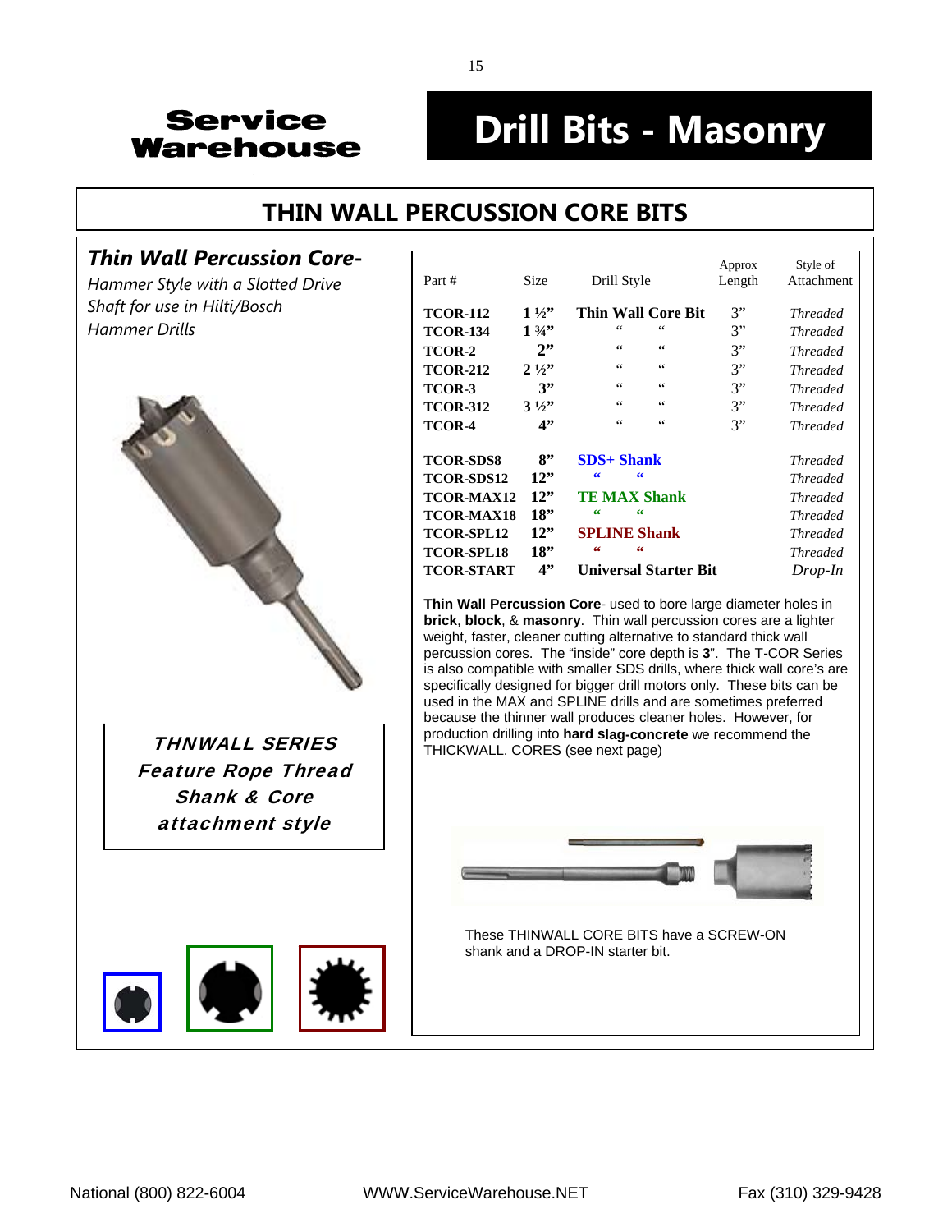# Drill Bits - Masonry

Service Warehouse

## THIN WALL PERCUSSION CORE BITS

### *Thin Wall Percussion Core-*

*Hammer Style with a Slotted Drive Shaft for use in Hilti/Bosch Hammer Drills*

| Part # | Size | Drill Style | Approx Length | Style of Attachment |
|---|---|---|---|---|
| **TCOR-112** | **1 ½"** | **Thin Wall Core Bit** | 3" | *Threaded* |
| **TCOR-134** | **1 ¾"** | " " | 3" | *Threaded* |
| **TCOR-2** | **2"** | " " | 3" | *Threaded* |
| **TCOR-212** | **2 ½"** | " " | 3" | *Threaded* |
| **TCOR-3** | **3"** | " " | 3" | *Threaded* |
| **TCOR-312** | **3 ½"** | " " | 3" | *Threaded* |
| **TCOR-4** | **4"** | " " | 3" | *Threaded* |
| **TCOR-SDS8** | **8"** | **SDS+ Shank** | | *Threaded* |
| **TCOR-SDS12** | **12"** | " " | | *Threaded* |
| **TCOR-MAX12** | **12"** | **TE MAX Shank** | | *Threaded* |
| **TCOR-MAX18** | **18"** | " " | | *Threaded* |
| **TCOR-SPL12** | **12"** | **SPLINE Shank** | | *Threaded* |
| **TCOR-SPL18** | **18"** | " " | | *Threaded* |
| **TCOR-START** | **4"** | **Universal Starter Bit** | | *Drop-In* |

**Thin Wall Percussion Core**- used to bore large diameter holes in **brick**, **block**, & **masonry**. Thin wall percussion cores are a lighter weight, faster, cleaner cutting alternative to standard thick wall percussion cores. The "inside" core depth is **3**". The T-COR Series is also compatible with smaller SDS drills, where thick wall core's are specifically designed for bigger drill motors only. These bits can be used in the MAX and SPLINE drills and are sometimes preferred because the thinner wall produces cleaner holes. However, for production drilling into **hard slag-concrete** we recommend the THICKWALL. CORES (see next page)

***THNWALL SERIES Feature Rope Thread Shank & Core attachment style***

These THINWALL CORE BITS have a SCREW-ON shank and a DROP-IN starter bit.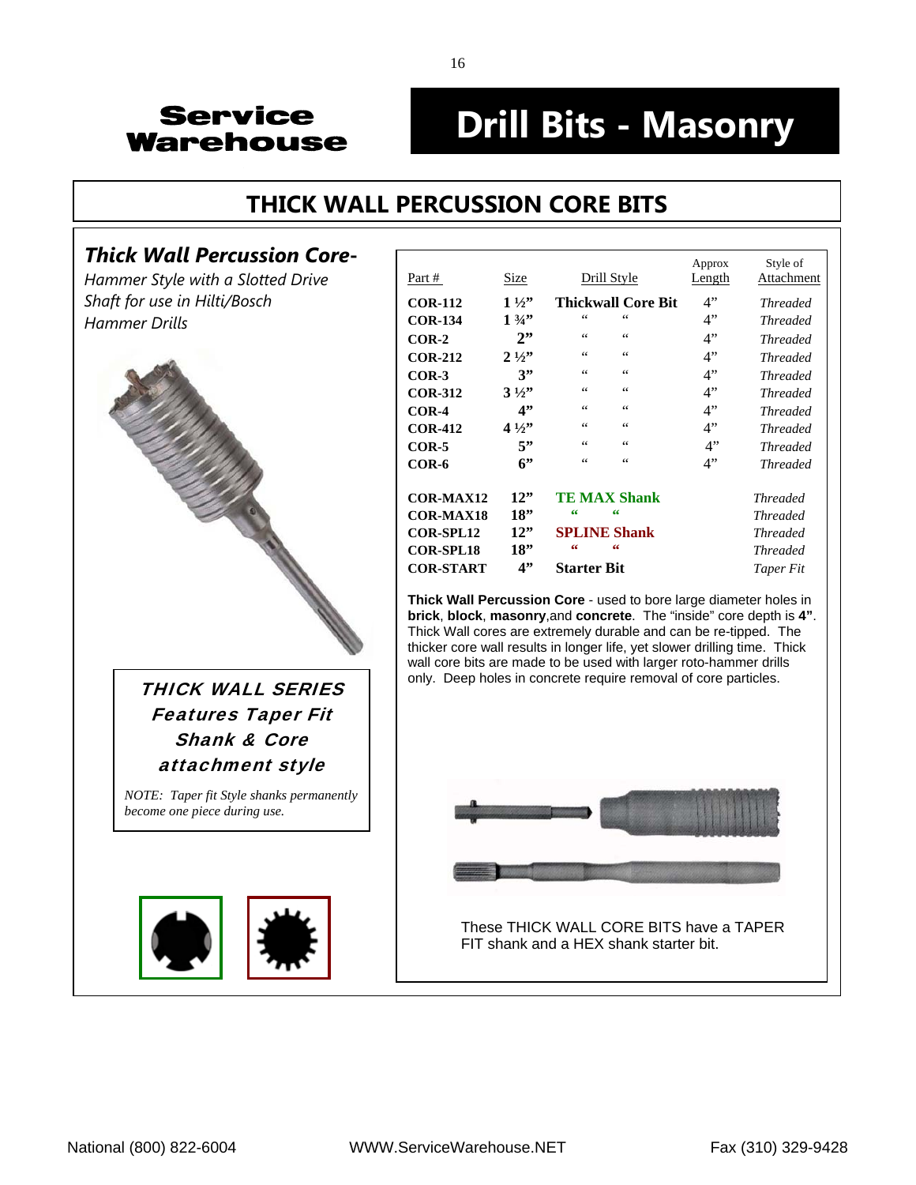Service Warehouse

# Drill Bits - Masonry

## THICK WALL PERCUSSION CORE BITS

### *Thick Wall Percussion Core-*

*Hammer Style with a Slotted Drive Shaft for use in Hilti/Bosch Hammer Drills*

| Part # | Size | Drill Style | Approx Length | Style of Attachment |
|---|---|---|---|---|
| **COR-112** | **1 ½”** | **Thickwall Core Bit** | 4” | *Threaded* |
| **COR-134** | **1 ¾”** | “ “ | 4” | *Threaded* |
| **COR-2** | **2”** | “ “ | 4” | *Threaded* |
| **COR-212** | **2 ½”** | “ “ | 4” | *Threaded* |
| **COR-3** | **3”** | “ “ | 4” | *Threaded* |
| **COR-312** | **3 ½”** | “ “ | 4” | *Threaded* |
| **COR-4** | **4”** | “ “ | 4” | *Threaded* |
| **COR-412** | **4 ½”** | “ “ | 4” | *Threaded* |
| **COR-5** | **5”** | “ “ | 4” | *Threaded* |
| **COR-6** | **6”** | “ “ | 4” | *Threaded* |
| **COR-MAX12** | **12”** | **TE MAX Shank** | | *Threaded* |
| **COR-MAX18** | **18”** | “ “ | | *Threaded* |
| **COR-SPL12** | **12”** | **SPLINE Shank** | | *Threaded* |
| **COR-SPL18** | **18”** | “ “ | | *Threaded* |
| **COR-START** | **4”** | **Starter Bit** | | *Taper Fit* |

**Thick Wall Percussion Core** - used to bore large diameter holes in **brick**, **block**, **masonry**, and **concrete**. The “inside” core depth is **4”**. Thick Wall cores are extremely durable and can be re-tipped. The thicker core wall results in longer life, yet slower drilling time. Thick wall core bits are made to be used with larger roto-hammer drills only. Deep holes in concrete require removal of core particles.

***THICK WALL SERIES Features Taper Fit Shank & Core attachment style***

*NOTE: Taper fit Style shanks permanently become one piece during use.*

These THICK WALL CORE BITS have a TAPER FIT shank and a HEX shank starter bit.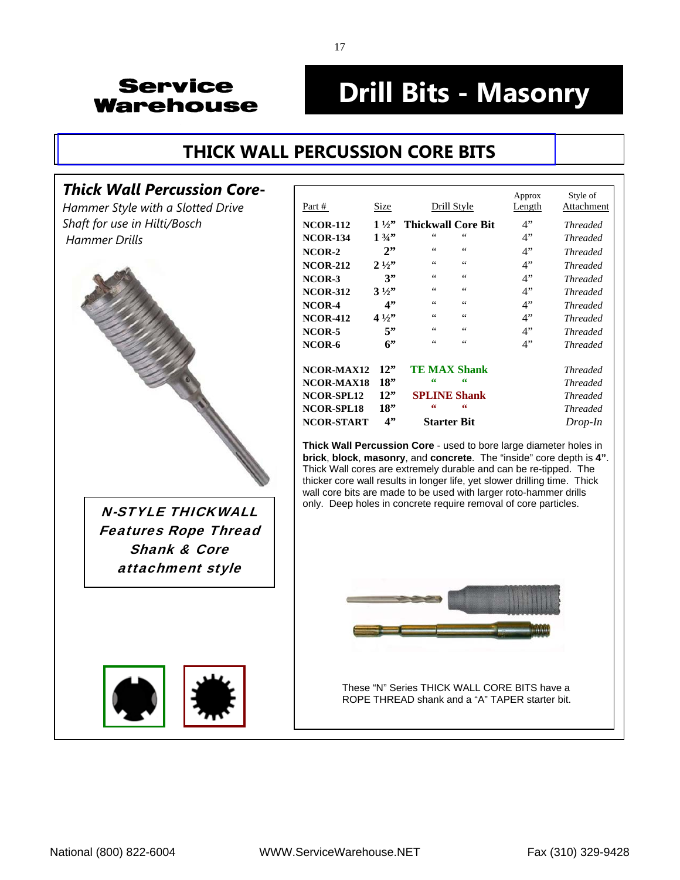# Service Warehouse

# Drill Bits - Masonry

## THICK WALL PERCUSSION CORE BITS

### *Thick Wall Percussion Core-*

*Hammer Style with a Slotted Drive Shaft for use in Hilti/Bosch Hammer Drills*

***N-STYLE THICKWALL Features Rope Thread Shank & Core attachment style***

| Part # | Size | Drill Style | Approx Length | Style of Attachment |
|---|---|---|---|---|
| **NCOR-112** | **1 ½"** | **Thickwall Core Bit** | 4" | *Threaded* |
| **NCOR-134** | **1 ¾"** | " " | 4" | *Threaded* |
| **NCOR-2** | **2"** | " " | 4" | *Threaded* |
| **NCOR-212** | **2 ½"** | " " | 4" | *Threaded* |
| **NCOR-3** | **3"** | " " | 4" | *Threaded* |
| **NCOR-312** | **3 ½"** | " " | 4" | *Threaded* |
| **NCOR-4** | **4"** | " " | 4" | *Threaded* |
| **NCOR-412** | **4 ½"** | " " | 4" | *Threaded* |
| **NCOR-5** | **5"** | " " | 4" | *Threaded* |
| **NCOR-6** | **6"** | " " | 4" | *Threaded* |
| **NCOR-MAX12** | **12"** | **TE MAX Shank** | | *Threaded* |
| **NCOR-MAX18** | **18"** | " " | | *Threaded* |
| **NCOR-SPL12** | **12"** | **SPLINE Shank** | | *Threaded* |
| **NCOR-SPL18** | **18"** | " " | | *Threaded* |
| **NCOR-START** | **4"** | **Starter Bit** | | *Drop-In* |

**Thick Wall Percussion Core** - used to bore large diameter holes in **brick**, **block**, **masonry**, and **concrete**. The "inside" core depth is **4"**. Thick Wall cores are extremely durable and can be re-tipped. The thicker core wall results in longer life, yet slower drilling time. Thick wall core bits are made to be used with larger roto-hammer drills only. Deep holes in concrete require removal of core particles.

These "N" Series THICK WALL CORE BITS have a ROPE THREAD shank and a "A" TAPER starter bit.

National (800) 822-6004 WWW.ServiceWarehouse.NET Fax (310) 329-9428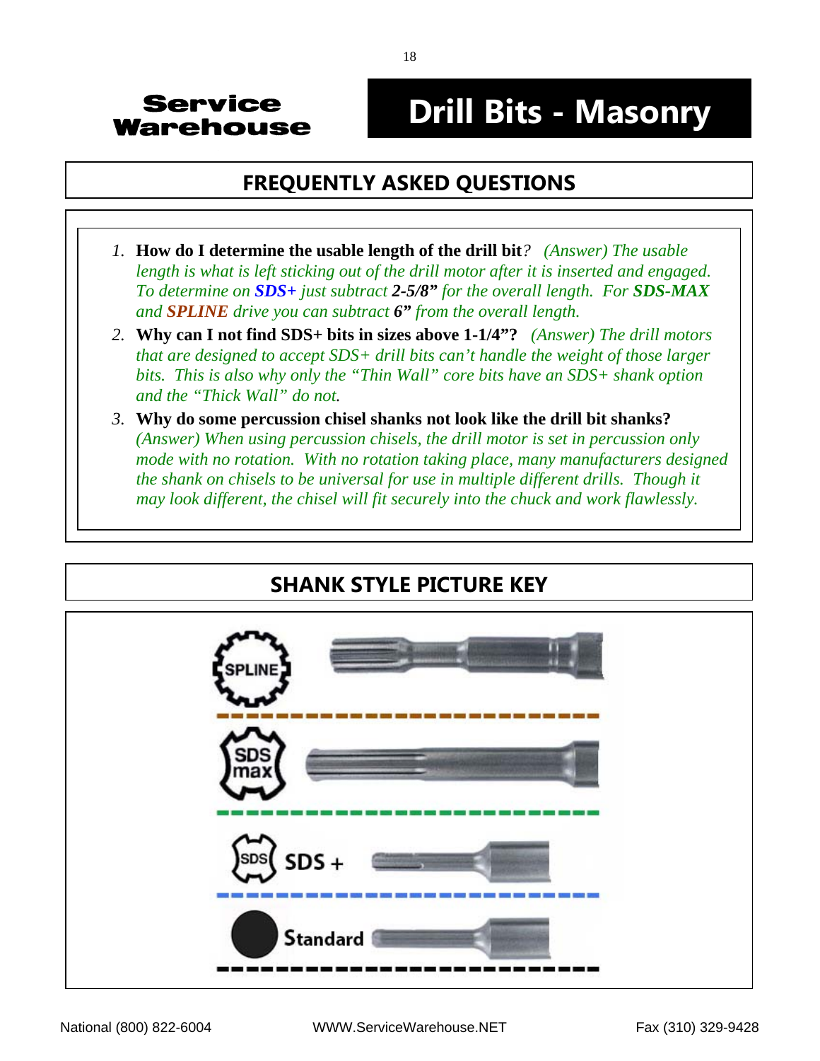# Service Warehouse

# Drill Bits - Masonry

## FREQUENTLY ASKED QUESTIONS

1. **How do I determine the usable length of the drill bit**? *(Answer) The usable length is what is left sticking out of the drill motor after it is inserted and engaged. To determine on **SDS+** just subtract **2-5/8"** for the overall length. For **SDS-MAX** and **SPLINE** drive you can subtract **6"** from the overall length.*
2. **Why can I not find SDS+ bits in sizes above 1-1/4"?** *(Answer) The drill motors that are designed to accept SDS+ drill bits can't handle the weight of those larger bits. This is also why only the "Thin Wall" core bits have an SDS+ shank option and the "Thick Wall" do not.*
3. **Why do some percussion chisel shanks not look like the drill bit shanks?** *(Answer) When using percussion chisels, the drill motor is set in percussion only mode with no rotation. With no rotation taking place, many manufacturers designed the shank on chisels to be universal for use in multiple different drills. Though it may look different, the chisel will fit securely into the chuck and work flawlessly.*

## SHANK STYLE PICTURE KEY

SPLINE

SDS max

SDS +

Standard

National (800) 822-6004 WWW.ServiceWarehouse.NET Fax (310) 329-9428